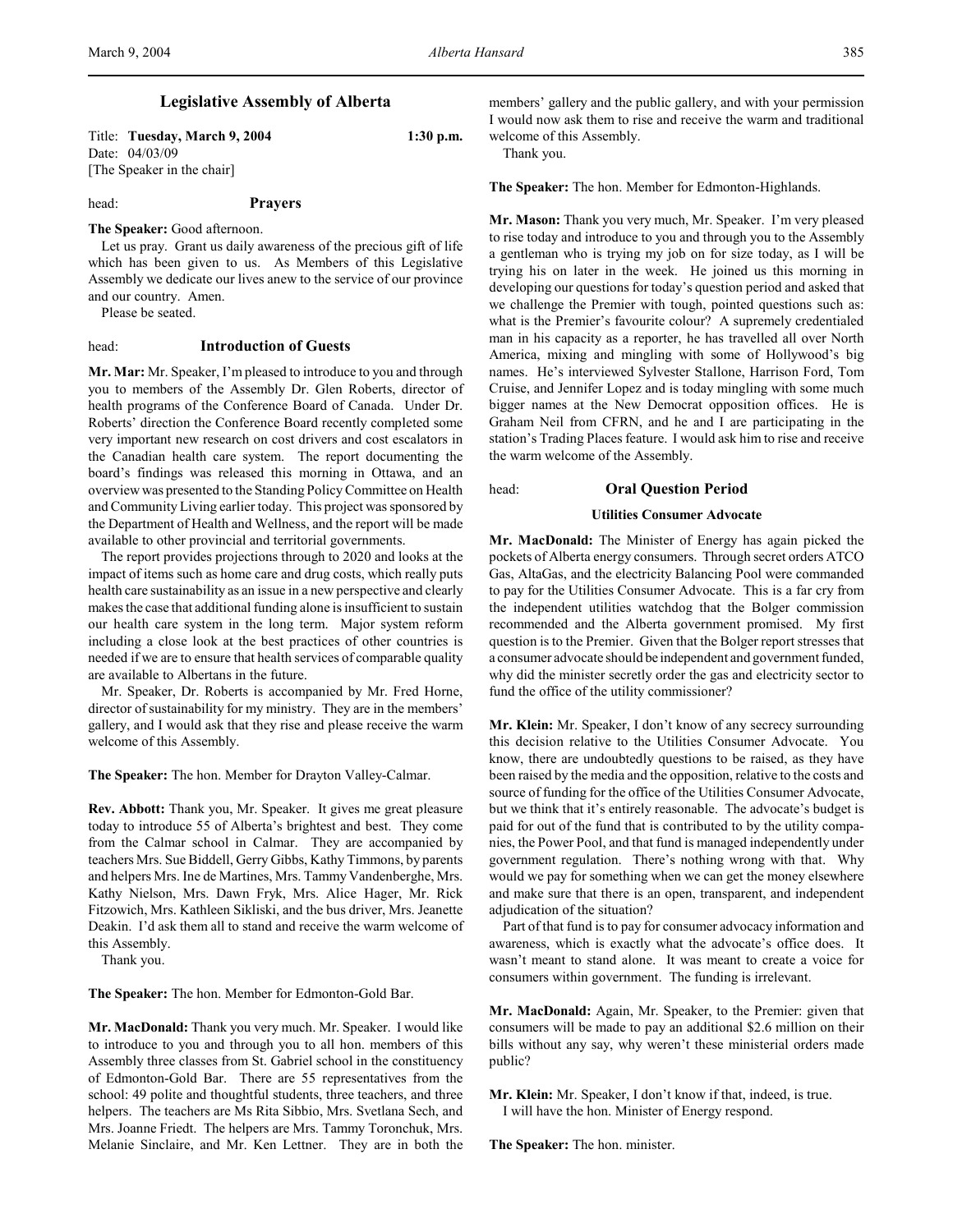## Legislative Assembly of Alberta

Title: **Tuesday, March 9, 2004** **1:30 p.m.**
Date: 04/03/09
[The Speaker in the chair]

head: **Prayers**

**The Speaker:** Good afternoon.

Let us pray. Grant us daily awareness of the precious gift of life which has been given to us. As Members of this Legislative Assembly we dedicate our lives anew to the service of our province and our country. Amen.

Please be seated.

head: **Introduction of Guests**

**Mr. Mar:** Mr. Speaker, I'm pleased to introduce to you and through you to members of the Assembly Dr. Glen Roberts, director of health programs of the Conference Board of Canada. Under Dr. Roberts' direction the Conference Board recently completed some very important new research on cost drivers and cost escalators in the Canadian health care system. The report documenting the board's findings was released this morning in Ottawa, and an overview was presented to the Standing Policy Committee on Health and Community Living earlier today. This project was sponsored by the Department of Health and Wellness, and the report will be made available to other provincial and territorial governments.

The report provides projections through to 2020 and looks at the impact of items such as home care and drug costs, which really puts health care sustainability as an issue in a new perspective and clearly makes the case that additional funding alone is insufficient to sustain our health care system in the long term. Major system reform including a close look at the best practices of other countries is needed if we are to ensure that health services of comparable quality are available to Albertans in the future.

Mr. Speaker, Dr. Roberts is accompanied by Mr. Fred Horne, director of sustainability for my ministry. They are in the members' gallery, and I would ask that they rise and please receive the warm welcome of this Assembly.

**The Speaker:** The hon. Member for Drayton Valley-Calmar.

**Rev. Abbott:** Thank you, Mr. Speaker. It gives me great pleasure today to introduce 55 of Alberta's brightest and best. They come from the Calmar school in Calmar. They are accompanied by teachers Mrs. Sue Biddell, Gerry Gibbs, Kathy Timmons, by parents and helpers Mrs. Ine de Martines, Mrs. Tammy Vandenberghe, Mrs. Kathy Nielson, Mrs. Dawn Fryk, Mrs. Alice Hager, Mr. Rick Fitzowich, Mrs. Kathleen Sikliski, and the bus driver, Mrs. Jeanette Deakin. I'd ask them all to stand and receive the warm welcome of this Assembly.

Thank you.

**The Speaker:** The hon. Member for Edmonton-Gold Bar.

**Mr. MacDonald:** Thank you very much. Mr. Speaker. I would like to introduce to you and through you to all hon. members of this Assembly three classes from St. Gabriel school in the constituency of Edmonton-Gold Bar. There are 55 representatives from the school: 49 polite and thoughtful students, three teachers, and three helpers. The teachers are Ms Rita Sibbio, Mrs. Svetlana Sech, and Mrs. Joanne Friedt. The helpers are Mrs. Tammy Toronchuk, Mrs. Melanie Sinclaire, and Mr. Ken Lettner. They are in both the members' gallery and the public gallery, and with your permission I would now ask them to rise and receive the warm and traditional welcome of this Assembly.

Thank you.

**The Speaker:** The hon. Member for Edmonton-Highlands.

**Mr. Mason:** Thank you very much, Mr. Speaker. I'm very pleased to rise today and introduce to you and through you to the Assembly a gentleman who is trying my job on for size today, as I will be trying his on later in the week. He joined us this morning in developing our questions for today's question period and asked that we challenge the Premier with tough, pointed questions such as: what is the Premier's favourite colour? A supremely credentialed man in his capacity as a reporter, he has travelled all over North America, mixing and mingling with some of Hollywood's big names. He's interviewed Sylvester Stallone, Harrison Ford, Tom Cruise, and Jennifer Lopez and is today mingling with some much bigger names at the New Democrat opposition offices. He is Graham Neil from CFRN, and he and I are participating in the station's Trading Places feature. I would ask him to rise and receive the warm welcome of the Assembly.

head: **Oral Question Period**

### Utilities Consumer Advocate

**Mr. MacDonald:** The Minister of Energy has again picked the pockets of Alberta energy consumers. Through secret orders ATCO Gas, AltaGas, and the electricity Balancing Pool were commanded to pay for the Utilities Consumer Advocate. This is a far cry from the independent utilities watchdog that the Bolger commission recommended and the Alberta government promised. My first question is to the Premier. Given that the Bolger report stresses that a consumer advocate should be independent and government funded, why did the minister secretly order the gas and electricity sector to fund the office of the utility commissioner?

**Mr. Klein:** Mr. Speaker, I don't know of any secrecy surrounding this decision relative to the Utilities Consumer Advocate. You know, there are undoubtedly questions to be raised, as they have been raised by the media and the opposition, relative to the costs and source of funding for the office of the Utilities Consumer Advocate, but we think that it's entirely reasonable. The advocate's budget is paid for out of the fund that is contributed to by the utility companies, the Power Pool, and that fund is managed independently under government regulation. There's nothing wrong with that. Why would we pay for something when we can get the money elsewhere and make sure that there is an open, transparent, and independent adjudication of the situation?

Part of that fund is to pay for consumer advocacy information and awareness, which is exactly what the advocate's office does. It wasn't meant to stand alone. It was meant to create a voice for consumers within government. The funding is irrelevant.

**Mr. MacDonald:** Again, Mr. Speaker, to the Premier: given that consumers will be made to pay an additional $2.6 million on their bills without any say, why weren't these ministerial orders made public?

**Mr. Klein:** Mr. Speaker, I don't know if that, indeed, is true.

I will have the hon. Minister of Energy respond.

**The Speaker:** The hon. minister.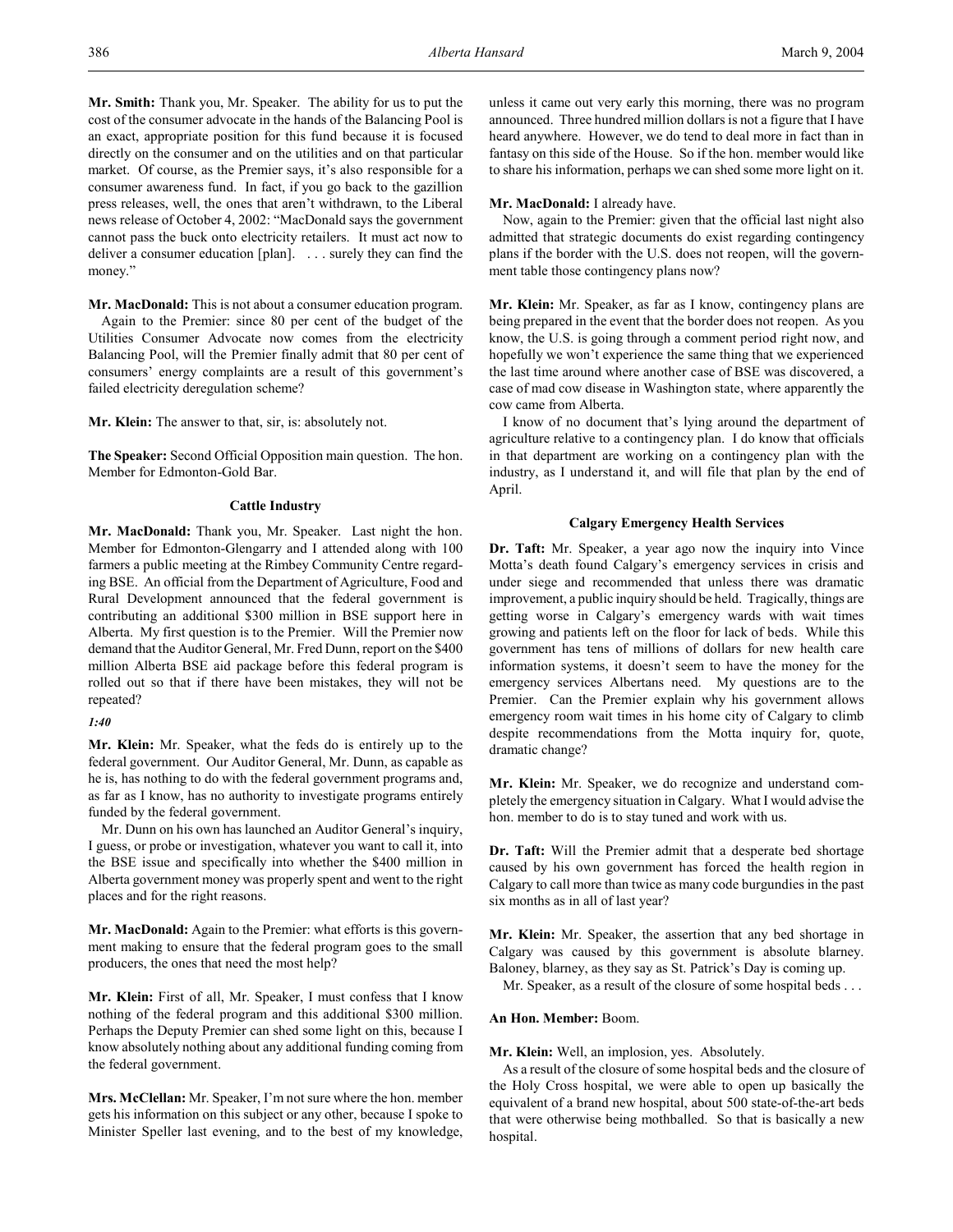**Mr. Smith:** Thank you, Mr. Speaker. The ability for us to put the cost of the consumer advocate in the hands of the Balancing Pool is an exact, appropriate position for this fund because it is focused directly on the consumer and on the utilities and on that particular market. Of course, as the Premier says, it's also responsible for a consumer awareness fund. In fact, if you go back to the gazillion press releases, well, the ones that aren't withdrawn, to the Liberal news release of October 4, 2002: "MacDonald says the government cannot pass the buck onto electricity retailers. It must act now to deliver a consumer education [plan]. . . . surely they can find the money."

**Mr. MacDonald:** This is not about a consumer education program.

Again to the Premier: since 80 per cent of the budget of the Utilities Consumer Advocate now comes from the electricity Balancing Pool, will the Premier finally admit that 80 per cent of consumers' energy complaints are a result of this government's failed electricity deregulation scheme?

**Mr. Klein:** The answer to that, sir, is: absolutely not.

**The Speaker:** Second Official Opposition main question. The hon. Member for Edmonton-Gold Bar.

### Cattle Industry

**Mr. MacDonald:** Thank you, Mr. Speaker. Last night the hon. Member for Edmonton-Glengarry and I attended along with 100 farmers a public meeting at the Rimbey Community Centre regarding BSE. An official from the Department of Agriculture, Food and Rural Development announced that the federal government is contributing an additional $300 million in BSE support here in Alberta. My first question is to the Premier. Will the Premier now demand that the Auditor General, Mr. Fred Dunn, report on the $400 million Alberta BSE aid package before this federal program is rolled out so that if there have been mistakes, they will not be repeated?

*1:40*

**Mr. Klein:** Mr. Speaker, what the feds do is entirely up to the federal government. Our Auditor General, Mr. Dunn, as capable as he is, has nothing to do with the federal government programs and, as far as I know, has no authority to investigate programs entirely funded by the federal government.

Mr. Dunn on his own has launched an Auditor General's inquiry, I guess, or probe or investigation, whatever you want to call it, into the BSE issue and specifically into whether the $400 million in Alberta government money was properly spent and went to the right places and for the right reasons.

**Mr. MacDonald:** Again to the Premier: what efforts is this government making to ensure that the federal program goes to the small producers, the ones that need the most help?

**Mr. Klein:** First of all, Mr. Speaker, I must confess that I know nothing of the federal program and this additional $300 million. Perhaps the Deputy Premier can shed some light on this, because I know absolutely nothing about any additional funding coming from the federal government.

**Mrs. McClellan:** Mr. Speaker, I'm not sure where the hon. member gets his information on this subject or any other, because I spoke to Minister Speller last evening, and to the best of my knowledge, unless it came out very early this morning, there was no program announced. Three hundred million dollars is not a figure that I have heard anywhere. However, we do tend to deal more in fact than in fantasy on this side of the House. So if the hon. member would like to share his information, perhaps we can shed some more light on it.

**Mr. MacDonald:** I already have.

Now, again to the Premier: given that the official last night also admitted that strategic documents do exist regarding contingency plans if the border with the U.S. does not reopen, will the government table those contingency plans now?

**Mr. Klein:** Mr. Speaker, as far as I know, contingency plans are being prepared in the event that the border does not reopen. As you know, the U.S. is going through a comment period right now, and hopefully we won't experience the same thing that we experienced the last time around where another case of BSE was discovered, a case of mad cow disease in Washington state, where apparently the cow came from Alberta.

I know of no document that's lying around the department of agriculture relative to a contingency plan. I do know that officials in that department are working on a contingency plan with the industry, as I understand it, and will file that plan by the end of April.

### Calgary Emergency Health Services

**Dr. Taft:** Mr. Speaker, a year ago now the inquiry into Vince Motta's death found Calgary's emergency services in crisis and under siege and recommended that unless there was dramatic improvement, a public inquiry should be held. Tragically, things are getting worse in Calgary's emergency wards with wait times growing and patients left on the floor for lack of beds. While this government has tens of millions of dollars for new health care information systems, it doesn't seem to have the money for the emergency services Albertans need. My questions are to the Premier. Can the Premier explain why his government allows emergency room wait times in his home city of Calgary to climb despite recommendations from the Motta inquiry for, quote, dramatic change?

**Mr. Klein:** Mr. Speaker, we do recognize and understand completely the emergency situation in Calgary. What I would advise the hon. member to do is to stay tuned and work with us.

**Dr. Taft:** Will the Premier admit that a desperate bed shortage caused by his own government has forced the health region in Calgary to call more than twice as many code burgundies in the past six months as in all of last year?

**Mr. Klein:** Mr. Speaker, the assertion that any bed shortage in Calgary was caused by this government is absolute blarney. Baloney, blarney, as they say as St. Patrick's Day is coming up.

Mr. Speaker, as a result of the closure of some hospital beds . . .

**An Hon. Member:** Boom.

**Mr. Klein:** Well, an implosion, yes. Absolutely.

As a result of the closure of some hospital beds and the closure of the Holy Cross hospital, we were able to open up basically the equivalent of a brand new hospital, about 500 state-of-the-art beds that were otherwise being mothballed. So that is basically a new hospital.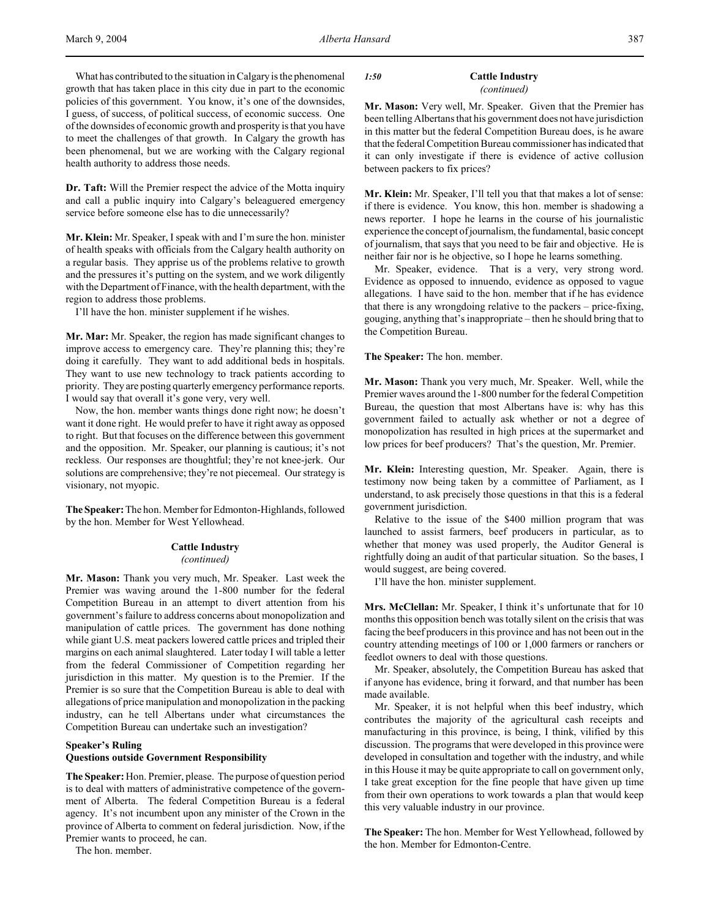What has contributed to the situation in Calgary is the phenomenal growth that has taken place in this city due in part to the economic policies of this government. You know, it's one of the downsides, I guess, of success, of political success, of economic success. One of the downsides of economic growth and prosperity is that you have to meet the challenges of that growth. In Calgary the growth has been phenomenal, but we are working with the Calgary regional health authority to address those needs.

**Dr. Taft:** Will the Premier respect the advice of the Motta inquiry and call a public inquiry into Calgary's beleaguered emergency service before someone else has to die unnecessarily?

**Mr. Klein:** Mr. Speaker, I speak with and I'm sure the hon. minister of health speaks with officials from the Calgary health authority on a regular basis. They apprise us of the problems relative to growth and the pressures it's putting on the system, and we work diligently with the Department of Finance, with the health department, with the region to address those problems.

I'll have the hon. minister supplement if he wishes.

**Mr. Mar:** Mr. Speaker, the region has made significant changes to improve access to emergency care. They're planning this; they're doing it carefully. They want to add additional beds in hospitals. They want to use new technology to track patients according to priority. They are posting quarterly emergency performance reports. I would say that overall it's gone very, very well.

Now, the hon. member wants things done right now; he doesn't want it done right. He would prefer to have it right away as opposed to right. But that focuses on the difference between this government and the opposition. Mr. Speaker, our planning is cautious; it's not reckless. Our responses are thoughtful; they're not knee-jerk. Our solutions are comprehensive; they're not piecemeal. Our strategy is visionary, not myopic.

**The Speaker:** The hon. Member for Edmonton-Highlands, followed by the hon. Member for West Yellowhead.

### Cattle Industry
*(continued)*

**Mr. Mason:** Thank you very much, Mr. Speaker. Last week the Premier was waving around the 1-800 number for the federal Competition Bureau in an attempt to divert attention from his government's failure to address concerns about monopolization and manipulation of cattle prices. The government has done nothing while giant U.S. meat packers lowered cattle prices and tripled their margins on each animal slaughtered. Later today I will table a letter from the federal Commissioner of Competition regarding her jurisdiction in this matter. My question is to the Premier. If the Premier is so sure that the Competition Bureau is able to deal with allegations of price manipulation and monopolization in the packing industry, can he tell Albertans under what circumstances the Competition Bureau can undertake such an investigation?

#### Speaker's Ruling
#### Questions outside Government Responsibility

**The Speaker:** Hon. Premier, please. The purpose of question period is to deal with matters of administrative competence of the government of Alberta. The federal Competition Bureau is a federal agency. It's not incumbent upon any minister of the Crown in the province of Alberta to comment on federal jurisdiction. Now, if the Premier wants to proceed, he can.

The hon. member.

*1:50*

### Cattle Industry
*(continued)*

**Mr. Mason:** Very well, Mr. Speaker. Given that the Premier has been telling Albertans that his government does not have jurisdiction in this matter but the federal Competition Bureau does, is he aware that the federal Competition Bureau commissioner has indicated that it can only investigate if there is evidence of active collusion between packers to fix prices?

**Mr. Klein:** Mr. Speaker, I'll tell you that that makes a lot of sense: if there is evidence. You know, this hon. member is shadowing a news reporter. I hope he learns in the course of his journalistic experience the concept of journalism, the fundamental, basic concept of journalism, that says that you need to be fair and objective. He is neither fair nor is he objective, so I hope he learns something.

Mr. Speaker, evidence. That is a very, very strong word. Evidence as opposed to innuendo, evidence as opposed to vague allegations. I have said to the hon. member that if he has evidence that there is any wrongdoing relative to the packers – price-fixing, gouging, anything that's inappropriate – then he should bring that to the Competition Bureau.

**The Speaker:** The hon. member.

**Mr. Mason:** Thank you very much, Mr. Speaker. Well, while the Premier waves around the 1-800 number for the federal Competition Bureau, the question that most Albertans have is: why has this government failed to actually ask whether or not a degree of monopolization has resulted in high prices at the supermarket and low prices for beef producers? That's the question, Mr. Premier.

**Mr. Klein:** Interesting question, Mr. Speaker. Again, there is testimony now being taken by a committee of Parliament, as I understand, to ask precisely those questions in that this is a federal government jurisdiction.

Relative to the issue of the $400 million program that was launched to assist farmers, beef producers in particular, as to whether that money was used properly, the Auditor General is rightfully doing an audit of that particular situation. So the bases, I would suggest, are being covered.

I'll have the hon. minister supplement.

**Mrs. McClellan:** Mr. Speaker, I think it's unfortunate that for 10 months this opposition bench was totally silent on the crisis that was facing the beef producers in this province and has not been out in the country attending meetings of 100 or 1,000 farmers or ranchers or feedlot owners to deal with those questions.

Mr. Speaker, absolutely, the Competition Bureau has asked that if anyone has evidence, bring it forward, and that number has been made available.

Mr. Speaker, it is not helpful when this beef industry, which contributes the majority of the agricultural cash receipts and manufacturing in this province, is being, I think, vilified by this discussion. The programs that were developed in this province were developed in consultation and together with the industry, and while in this House it may be quite appropriate to call on government only, I take great exception for the fine people that have given up time from their own operations to work towards a plan that would keep this very valuable industry in our province.

**The Speaker:** The hon. Member for West Yellowhead, followed by the hon. Member for Edmonton-Centre.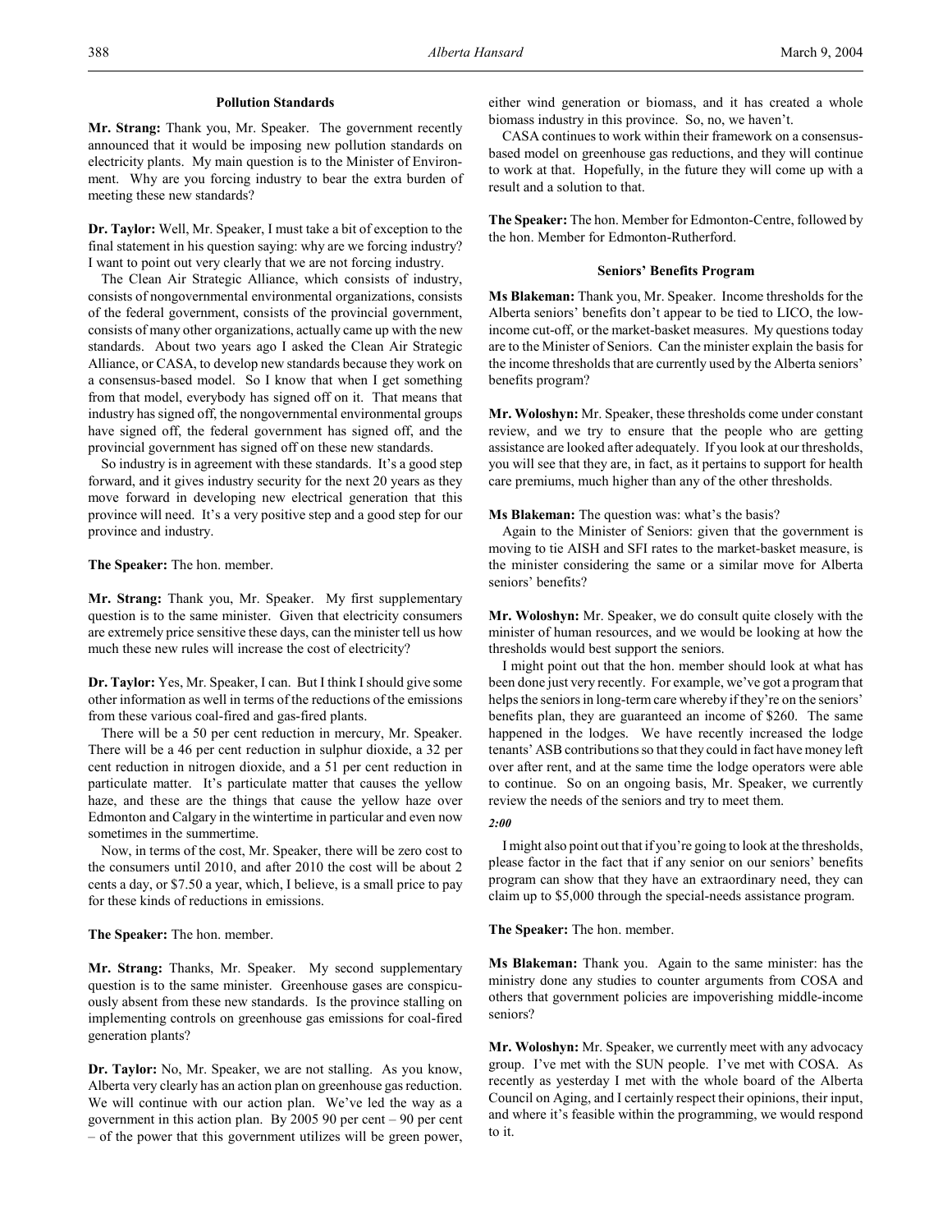### Pollution Standards

**Mr. Strang:** Thank you, Mr. Speaker. The government recently announced that it would be imposing new pollution standards on electricity plants. My main question is to the Minister of Environment. Why are you forcing industry to bear the extra burden of meeting these new standards?

**Dr. Taylor:** Well, Mr. Speaker, I must take a bit of exception to the final statement in his question saying: why are we forcing industry? I want to point out very clearly that we are not forcing industry.

The Clean Air Strategic Alliance, which consists of industry, consists of nongovernmental environmental organizations, consists of the federal government, consists of the provincial government, consists of many other organizations, actually came up with the new standards. About two years ago I asked the Clean Air Strategic Alliance, or CASA, to develop new standards because they work on a consensus-based model. So I know that when I get something from that model, everybody has signed off on it. That means that industry has signed off, the nongovernmental environmental groups have signed off, the federal government has signed off, and the provincial government has signed off on these new standards.

So industry is in agreement with these standards. It's a good step forward, and it gives industry security for the next 20 years as they move forward in developing new electrical generation that this province will need. It's a very positive step and a good step for our province and industry.

**The Speaker:** The hon. member.

**Mr. Strang:** Thank you, Mr. Speaker. My first supplementary question is to the same minister. Given that electricity consumers are extremely price sensitive these days, can the minister tell us how much these new rules will increase the cost of electricity?

**Dr. Taylor:** Yes, Mr. Speaker, I can. But I think I should give some other information as well in terms of the reductions of the emissions from these various coal-fired and gas-fired plants.

There will be a 50 per cent reduction in mercury, Mr. Speaker. There will be a 46 per cent reduction in sulphur dioxide, a 32 per cent reduction in nitrogen dioxide, and a 51 per cent reduction in particulate matter. It's particulate matter that causes the yellow haze, and these are the things that cause the yellow haze over Edmonton and Calgary in the wintertime in particular and even now sometimes in the summertime.

Now, in terms of the cost, Mr. Speaker, there will be zero cost to the consumers until 2010, and after 2010 the cost will be about 2 cents a day, or $7.50 a year, which, I believe, is a small price to pay for these kinds of reductions in emissions.

**The Speaker:** The hon. member.

**Mr. Strang:** Thanks, Mr. Speaker. My second supplementary question is to the same minister. Greenhouse gases are conspicuously absent from these new standards. Is the province stalling on implementing controls on greenhouse gas emissions for coal-fired generation plants?

**Dr. Taylor:** No, Mr. Speaker, we are not stalling. As you know, Alberta very clearly has an action plan on greenhouse gas reduction. We will continue with our action plan. We've led the way as a government in this action plan. By 2005 90 per cent – 90 per cent – of the power that this government utilizes will be green power, either wind generation or biomass, and it has created a whole biomass industry in this province. So, no, we haven't.

CASA continues to work within their framework on a consensus-based model on greenhouse gas reductions, and they will continue to work at that. Hopefully, in the future they will come up with a result and a solution to that.

**The Speaker:** The hon. Member for Edmonton-Centre, followed by the hon. Member for Edmonton-Rutherford.

### Seniors' Benefits Program

**Ms Blakeman:** Thank you, Mr. Speaker. Income thresholds for the Alberta seniors' benefits don't appear to be tied to LICO, the low-income cut-off, or the market-basket measures. My questions today are to the Minister of Seniors. Can the minister explain the basis for the income thresholds that are currently used by the Alberta seniors' benefits program?

**Mr. Woloshyn:** Mr. Speaker, these thresholds come under constant review, and we try to ensure that the people who are getting assistance are looked after adequately. If you look at our thresholds, you will see that they are, in fact, as it pertains to support for health care premiums, much higher than any of the other thresholds.

**Ms Blakeman:** The question was: what's the basis?

Again to the Minister of Seniors: given that the government is moving to tie AISH and SFI rates to the market-basket measure, is the minister considering the same or a similar move for Alberta seniors' benefits?

**Mr. Woloshyn:** Mr. Speaker, we do consult quite closely with the minister of human resources, and we would be looking at how the thresholds would best support the seniors.

I might point out that the hon. member should look at what has been done just very recently. For example, we've got a program that helps the seniors in long-term care whereby if they're on the seniors' benefits plan, they are guaranteed an income of $260. The same happened in the lodges. We have recently increased the lodge tenants' ASB contributions so that they could in fact have money left over after rent, and at the same time the lodge operators were able to continue. So on an ongoing basis, Mr. Speaker, we currently review the needs of the seniors and try to meet them.

*2:00*

I might also point out that if you're going to look at the thresholds, please factor in the fact that if any senior on our seniors' benefits program can show that they have an extraordinary need, they can claim up to $5,000 through the special-needs assistance program.

**The Speaker:** The hon. member.

**Ms Blakeman:** Thank you. Again to the same minister: has the ministry done any studies to counter arguments from COSA and others that government policies are impoverishing middle-income seniors?

**Mr. Woloshyn:** Mr. Speaker, we currently meet with any advocacy group. I've met with the SUN people. I've met with COSA. As recently as yesterday I met with the whole board of the Alberta Council on Aging, and I certainly respect their opinions, their input, and where it's feasible within the programming, we would respond to it.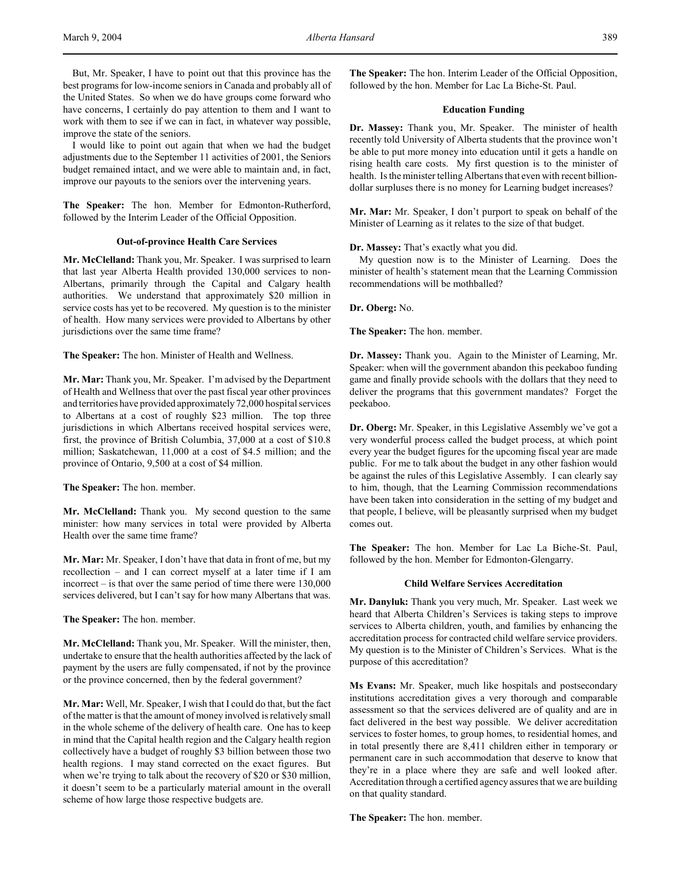But, Mr. Speaker, I have to point out that this province has the best programs for low-income seniors in Canada and probably all of the United States. So when we do have groups come forward who have concerns, I certainly do pay attention to them and I want to work with them to see if we can in fact, in whatever way possible, improve the state of the seniors.

I would like to point out again that when we had the budget adjustments due to the September 11 activities of 2001, the Seniors budget remained intact, and we were able to maintain and, in fact, improve our payouts to the seniors over the intervening years.

**The Speaker:** The hon. Member for Edmonton-Rutherford, followed by the Interim Leader of the Official Opposition.

### Out-of-province Health Care Services

**Mr. McClelland:** Thank you, Mr. Speaker. I was surprised to learn that last year Alberta Health provided 130,000 services to non-Albertans, primarily through the Capital and Calgary health authorities. We understand that approximately $20 million in service costs has yet to be recovered. My question is to the minister of health. How many services were provided to Albertans by other jurisdictions over the same time frame?

**The Speaker:** The hon. Minister of Health and Wellness.

**Mr. Mar:** Thank you, Mr. Speaker. I'm advised by the Department of Health and Wellness that over the past fiscal year other provinces and territories have provided approximately 72,000 hospital services to Albertans at a cost of roughly $23 million. The top three jurisdictions in which Albertans received hospital services were, first, the province of British Columbia, 37,000 at a cost of $10.8 million; Saskatchewan, 11,000 at a cost of $4.5 million; and the province of Ontario, 9,500 at a cost of $4 million.

**The Speaker:** The hon. member.

**Mr. McClelland:** Thank you. My second question to the same minister: how many services in total were provided by Alberta Health over the same time frame?

**Mr. Mar:** Mr. Speaker, I don't have that data in front of me, but my recollection – and I can correct myself at a later time if I am incorrect – is that over the same period of time there were 130,000 services delivered, but I can't say for how many Albertans that was.

**The Speaker:** The hon. member.

**Mr. McClelland:** Thank you, Mr. Speaker. Will the minister, then, undertake to ensure that the health authorities affected by the lack of payment by the users are fully compensated, if not by the province or the province concerned, then by the federal government?

**Mr. Mar:** Well, Mr. Speaker, I wish that I could do that, but the fact of the matter is that the amount of money involved is relatively small in the whole scheme of the delivery of health care. One has to keep in mind that the Capital health region and the Calgary health region collectively have a budget of roughly $3 billion between those two health regions. I may stand corrected on the exact figures. But when we're trying to talk about the recovery of $20 or $30 million, it doesn't seem to be a particularly material amount in the overall scheme of how large those respective budgets are.

**The Speaker:** The hon. Interim Leader of the Official Opposition, followed by the hon. Member for Lac La Biche-St. Paul.

### Education Funding

**Dr. Massey:** Thank you, Mr. Speaker. The minister of health recently told University of Alberta students that the province won't be able to put more money into education until it gets a handle on rising health care costs. My first question is to the minister of health. Is the minister telling Albertans that even with recent billion-dollar surpluses there is no money for Learning budget increases?

**Mr. Mar:** Mr. Speaker, I don't purport to speak on behalf of the Minister of Learning as it relates to the size of that budget.

**Dr. Massey:** That's exactly what you did.

My question now is to the Minister of Learning. Does the minister of health's statement mean that the Learning Commission recommendations will be mothballed?

**Dr. Oberg:** No.

**The Speaker:** The hon. member.

**Dr. Massey:** Thank you. Again to the Minister of Learning, Mr. Speaker: when will the government abandon this peekaboo funding game and finally provide schools with the dollars that they need to deliver the programs that this government mandates? Forget the peekaboo.

**Dr. Oberg:** Mr. Speaker, in this Legislative Assembly we've got a very wonderful process called the budget process, at which point every year the budget figures for the upcoming fiscal year are made public. For me to talk about the budget in any other fashion would be against the rules of this Legislative Assembly. I can clearly say to him, though, that the Learning Commission recommendations have been taken into consideration in the setting of my budget and that people, I believe, will be pleasantly surprised when my budget comes out.

**The Speaker:** The hon. Member for Lac La Biche-St. Paul, followed by the hon. Member for Edmonton-Glengarry.

### Child Welfare Services Accreditation

**Mr. Danyluk:** Thank you very much, Mr. Speaker. Last week we heard that Alberta Children's Services is taking steps to improve services to Alberta children, youth, and families by enhancing the accreditation process for contracted child welfare service providers. My question is to the Minister of Children's Services. What is the purpose of this accreditation?

**Ms Evans:** Mr. Speaker, much like hospitals and postsecondary institutions accreditation gives a very thorough and comparable assessment so that the services delivered are of quality and are in fact delivered in the best way possible. We deliver accreditation services to foster homes, to group homes, to residential homes, and in total presently there are 8,411 children either in temporary or permanent care in such accommodation that deserve to know that they're in a place where they are safe and well looked after. Accreditation through a certified agency assures that we are building on that quality standard.

**The Speaker:** The hon. member.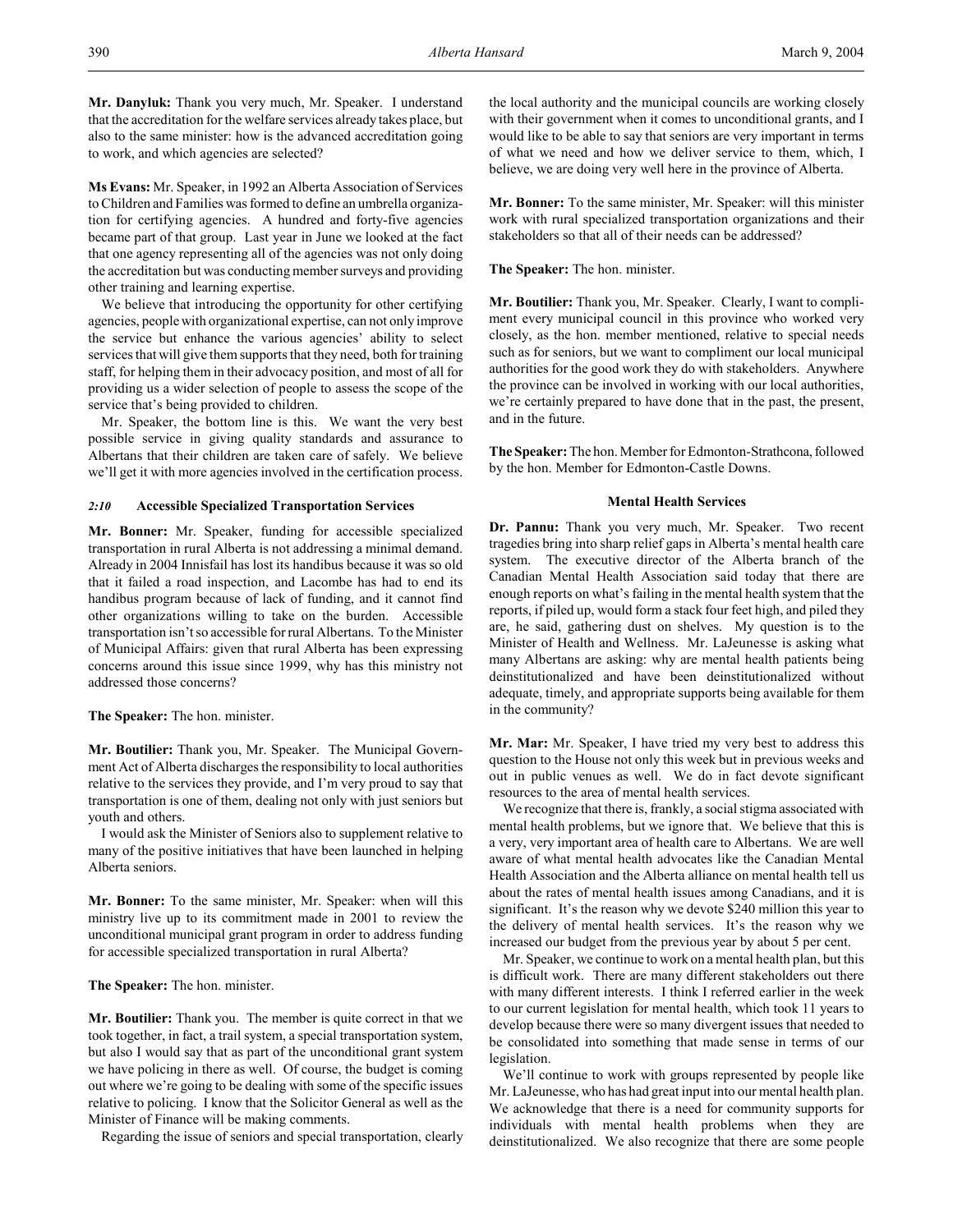**Mr. Danyluk:** Thank you very much, Mr. Speaker. I understand that the accreditation for the welfare services already takes place, but also to the same minister: how is the advanced accreditation going to work, and which agencies are selected?

**Ms Evans:** Mr. Speaker, in 1992 an Alberta Association of Services to Children and Families was formed to define an umbrella organization for certifying agencies. A hundred and forty-five agencies became part of that group. Last year in June we looked at the fact that one agency representing all of the agencies was not only doing the accreditation but was conducting member surveys and providing other training and learning expertise.

We believe that introducing the opportunity for other certifying agencies, people with organizational expertise, can not only improve the service but enhance the various agencies' ability to select services that will give them supports that they need, both for training staff, for helping them in their advocacy position, and most of all for providing us a wider selection of people to assess the scope of the service that's being provided to children.

Mr. Speaker, the bottom line is this. We want the very best possible service in giving quality standards and assurance to Albertans that their children are taken care of safely. We believe we'll get it with more agencies involved in the certification process.

### *2:10* Accessible Specialized Transportation Services

**Mr. Bonner:** Mr. Speaker, funding for accessible specialized transportation in rural Alberta is not addressing a minimal demand. Already in 2004 Innisfail has lost its handibus because it was so old that it failed a road inspection, and Lacombe has had to end its handibus program because of lack of funding, and it cannot find other organizations willing to take on the burden. Accessible transportation isn't so accessible for rural Albertans. To the Minister of Municipal Affairs: given that rural Alberta has been expressing concerns around this issue since 1999, why has this ministry not addressed those concerns?

**The Speaker:** The hon. minister.

**Mr. Boutilier:** Thank you, Mr. Speaker. The Municipal Government Act of Alberta discharges the responsibility to local authorities relative to the services they provide, and I'm very proud to say that transportation is one of them, dealing not only with just seniors but youth and others.

I would ask the Minister of Seniors also to supplement relative to many of the positive initiatives that have been launched in helping Alberta seniors.

**Mr. Bonner:** To the same minister, Mr. Speaker: when will this ministry live up to its commitment made in 2001 to review the unconditional municipal grant program in order to address funding for accessible specialized transportation in rural Alberta?

**The Speaker:** The hon. minister.

**Mr. Boutilier:** Thank you. The member is quite correct in that we took together, in fact, a trail system, a special transportation system, but also I would say that as part of the unconditional grant system we have policing in there as well. Of course, the budget is coming out where we're going to be dealing with some of the specific issues relative to policing. I know that the Solicitor General as well as the Minister of Finance will be making comments.

Regarding the issue of seniors and special transportation, clearly the local authority and the municipal councils are working closely with their government when it comes to unconditional grants, and I would like to be able to say that seniors are very important in terms of what we need and how we deliver service to them, which, I believe, we are doing very well here in the province of Alberta.

**Mr. Bonner:** To the same minister, Mr. Speaker: will this minister work with rural specialized transportation organizations and their stakeholders so that all of their needs can be addressed?

**The Speaker:** The hon. minister.

**Mr. Boutilier:** Thank you, Mr. Speaker. Clearly, I want to compliment every municipal council in this province who worked very closely, as the hon. member mentioned, relative to special needs such as for seniors, but we want to compliment our local municipal authorities for the good work they do with stakeholders. Anywhere the province can be involved in working with our local authorities, we're certainly prepared to have done that in the past, the present, and in the future.

**The Speaker:** The hon. Member for Edmonton-Strathcona, followed by the hon. Member for Edmonton-Castle Downs.

### Mental Health Services

**Dr. Pannu:** Thank you very much, Mr. Speaker. Two recent tragedies bring into sharp relief gaps in Alberta's mental health care system. The executive director of the Alberta branch of the Canadian Mental Health Association said today that there are enough reports on what's failing in the mental health system that the reports, if piled up, would form a stack four feet high, and piled they are, he said, gathering dust on shelves. My question is to the Minister of Health and Wellness. Mr. LaJeunesse is asking what many Albertans are asking: why are mental health patients being deinstitutionalized and have been deinstitutionalized without adequate, timely, and appropriate supports being available for them in the community?

**Mr. Mar:** Mr. Speaker, I have tried my very best to address this question to the House not only this week but in previous weeks and out in public venues as well. We do in fact devote significant resources to the area of mental health services.

We recognize that there is, frankly, a social stigma associated with mental health problems, but we ignore that. We believe that this is a very, very important area of health care to Albertans. We are well aware of what mental health advocates like the Canadian Mental Health Association and the Alberta alliance on mental health tell us about the rates of mental health issues among Canadians, and it is significant. It's the reason why we devote $240 million this year to the delivery of mental health services. It's the reason why we increased our budget from the previous year by about 5 per cent.

Mr. Speaker, we continue to work on a mental health plan, but this is difficult work. There are many different stakeholders out there with many different interests. I think I referred earlier in the week to our current legislation for mental health, which took 11 years to develop because there were so many divergent issues that needed to be consolidated into something that made sense in terms of our legislation.

We'll continue to work with groups represented by people like Mr. LaJeunesse, who has had great input into our mental health plan. We acknowledge that there is a need for community supports for individuals with mental health problems when they are deinstitutionalized. We also recognize that there are some people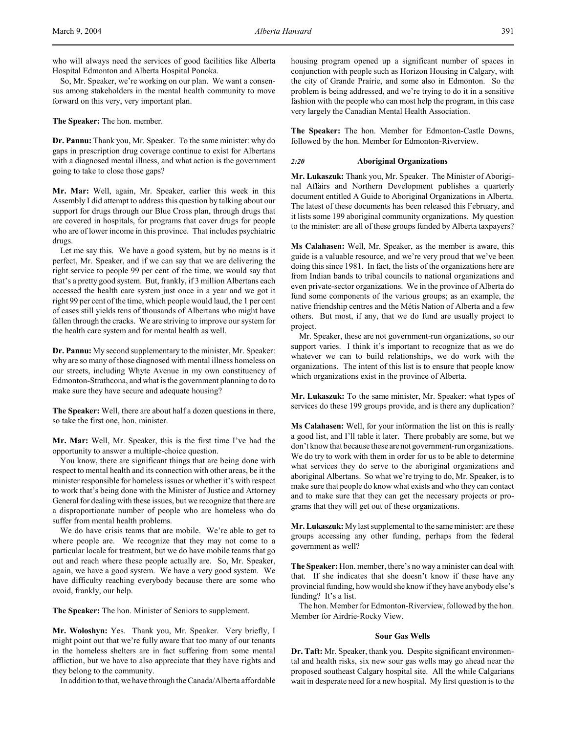who will always need the services of good facilities like Alberta Hospital Edmonton and Alberta Hospital Ponoka.

So, Mr. Speaker, we're working on our plan. We want a consensus among stakeholders in the mental health community to move forward on this very, very important plan.

**The Speaker:** The hon. member.

**Dr. Pannu:** Thank you, Mr. Speaker. To the same minister: why do gaps in prescription drug coverage continue to exist for Albertans with a diagnosed mental illness, and what action is the government going to take to close those gaps?

**Mr. Mar:** Well, again, Mr. Speaker, earlier this week in this Assembly I did attempt to address this question by talking about our support for drugs through our Blue Cross plan, through drugs that are covered in hospitals, for programs that cover drugs for people who are of lower income in this province. That includes psychiatric drugs.

Let me say this. We have a good system, but by no means is it perfect, Mr. Speaker, and if we can say that we are delivering the right service to people 99 per cent of the time, we would say that that's a pretty good system. But, frankly, if 3 million Albertans each accessed the health care system just once in a year and we got it right 99 per cent of the time, which people would laud, the 1 per cent of cases still yields tens of thousands of Albertans who might have fallen through the cracks. We are striving to improve our system for the health care system and for mental health as well.

**Dr. Pannu:** My second supplementary to the minister, Mr. Speaker: why are so many of those diagnosed with mental illness homeless on our streets, including Whyte Avenue in my own constituency of Edmonton-Strathcona, and what is the government planning to do to make sure they have secure and adequate housing?

**The Speaker:** Well, there are about half a dozen questions in there, so take the first one, hon. minister.

**Mr. Mar:** Well, Mr. Speaker, this is the first time I've had the opportunity to answer a multiple-choice question.

You know, there are significant things that are being done with respect to mental health and its connection with other areas, be it the minister responsible for homeless issues or whether it's with respect to work that's being done with the Minister of Justice and Attorney General for dealing with these issues, but we recognize that there are a disproportionate number of people who are homeless who do suffer from mental health problems.

We do have crisis teams that are mobile. We're able to get to where people are. We recognize that they may not come to a particular locale for treatment, but we do have mobile teams that go out and reach where these people actually are. So, Mr. Speaker, again, we have a good system. We have a very good system. We have difficulty reaching everybody because there are some who avoid, frankly, our help.

**The Speaker:** The hon. Minister of Seniors to supplement.

**Mr. Woloshyn:** Yes. Thank you, Mr. Speaker. Very briefly, I might point out that we're fully aware that too many of our tenants in the homeless shelters are in fact suffering from some mental affliction, but we have to also appreciate that they have rights and they belong to the community.

In addition to that, we have through the Canada/Alberta affordable housing program opened up a significant number of spaces in conjunction with people such as Horizon Housing in Calgary, with the city of Grande Prairie, and some also in Edmonton. So the problem is being addressed, and we're trying to do it in a sensitive fashion with the people who can most help the program, in this case very largely the Canadian Mental Health Association.

**The Speaker:** The hon. Member for Edmonton-Castle Downs, followed by the hon. Member for Edmonton-Riverview.

## *2:20* Aboriginal Organizations

**Mr. Lukaszuk:** Thank you, Mr. Speaker. The Minister of Aboriginal Affairs and Northern Development publishes a quarterly document entitled A Guide to Aboriginal Organizations in Alberta. The latest of these documents has been released this February, and it lists some 199 aboriginal community organizations. My question to the minister: are all of these groups funded by Alberta taxpayers?

**Ms Calahasen:** Well, Mr. Speaker, as the member is aware, this guide is a valuable resource, and we're very proud that we've been doing this since 1981. In fact, the lists of the organizations here are from Indian bands to tribal councils to national organizations and even private-sector organizations. We in the province of Alberta do fund some components of the various groups; as an example, the native friendship centres and the Métis Nation of Alberta and a few others. But most, if any, that we do fund are usually project to project.

Mr. Speaker, these are not government-run organizations, so our support varies. I think it's important to recognize that as we do whatever we can to build relationships, we do work with the organizations. The intent of this list is to ensure that people know which organizations exist in the province of Alberta.

**Mr. Lukaszuk:** To the same minister, Mr. Speaker: what types of services do these 199 groups provide, and is there any duplication?

**Ms Calahasen:** Well, for your information the list on this is really a good list, and I'll table it later. There probably are some, but we don't know that because these are not government-run organizations. We do try to work with them in order for us to be able to determine what services they do serve to the aboriginal organizations and aboriginal Albertans. So what we're trying to do, Mr. Speaker, is to make sure that people do know what exists and who they can contact and to make sure that they can get the necessary projects or programs that they will get out of these organizations.

**Mr. Lukaszuk:** My last supplemental to the same minister: are these groups accessing any other funding, perhaps from the federal government as well?

**The Speaker:** Hon. member, there's no way a minister can deal with that. If she indicates that she doesn't know if these have any provincial funding, how would she know if they have anybody else's funding? It's a list.

The hon. Member for Edmonton-Riverview, followed by the hon. Member for Airdrie-Rocky View.

## Sour Gas Wells

**Dr. Taft:** Mr. Speaker, thank you. Despite significant environmental and health risks, six new sour gas wells may go ahead near the proposed southeast Calgary hospital site. All the while Calgarians wait in desperate need for a new hospital. My first question is to the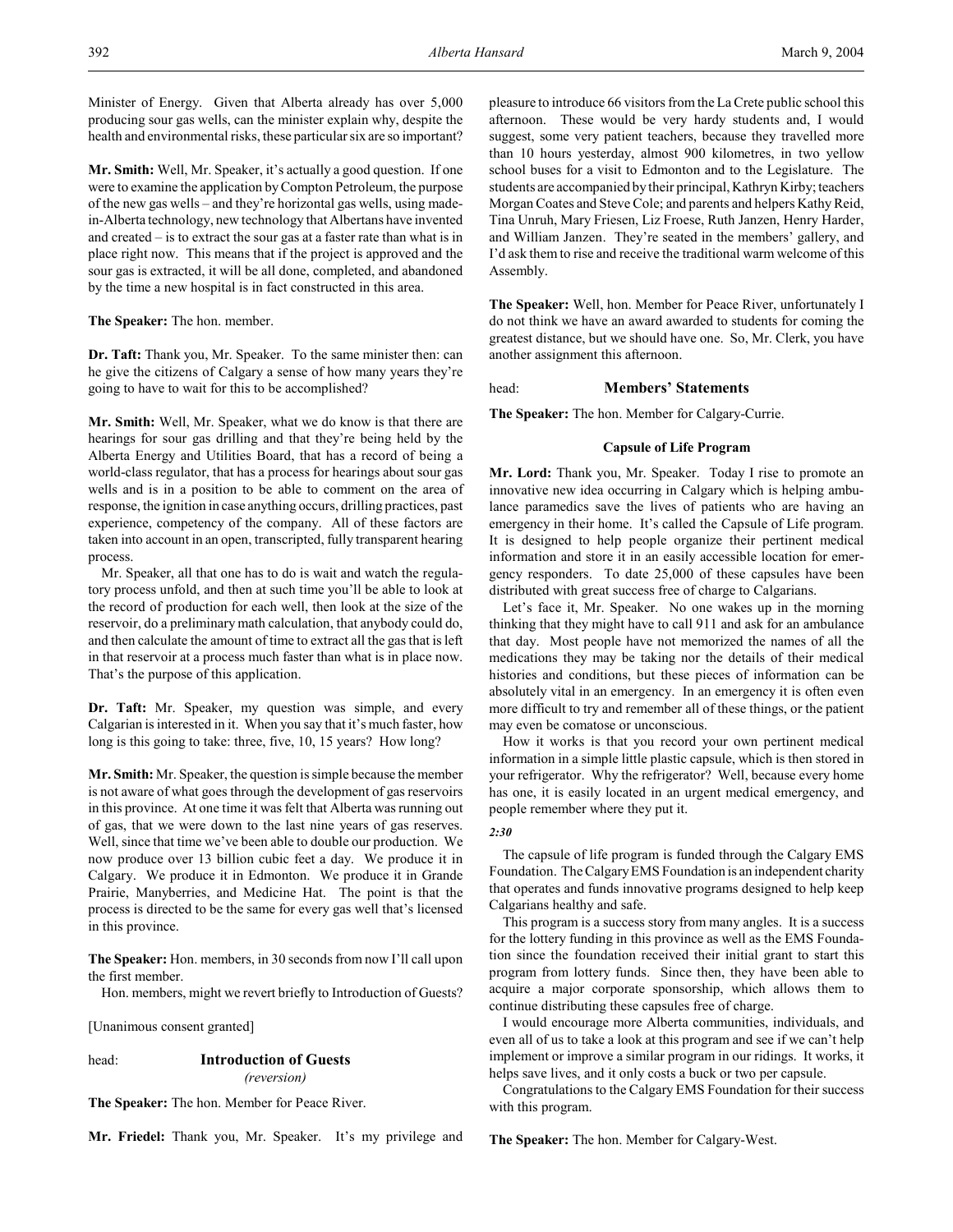Minister of Energy. Given that Alberta already has over 5,000 producing sour gas wells, can the minister explain why, despite the health and environmental risks, these particular six are so important?

**Mr. Smith:** Well, Mr. Speaker, it's actually a good question. If one were to examine the application by Compton Petroleum, the purpose of the new gas wells – and they're horizontal gas wells, using made-in-Alberta technology, new technology that Albertans have invented and created – is to extract the sour gas at a faster rate than what is in place right now. This means that if the project is approved and the sour gas is extracted, it will be all done, completed, and abandoned by the time a new hospital is in fact constructed in this area.

**The Speaker:** The hon. member.

**Dr. Taft:** Thank you, Mr. Speaker. To the same minister then: can he give the citizens of Calgary a sense of how many years they're going to have to wait for this to be accomplished?

**Mr. Smith:** Well, Mr. Speaker, what we do know is that there are hearings for sour gas drilling and that they're being held by the Alberta Energy and Utilities Board, that has a record of being a world-class regulator, that has a process for hearings about sour gas wells and is in a position to be able to comment on the area of response, the ignition in case anything occurs, drilling practices, past experience, competency of the company. All of these factors are taken into account in an open, transcripted, fully transparent hearing process.

Mr. Speaker, all that one has to do is wait and watch the regulatory process unfold, and then at such time you'll be able to look at the record of production for each well, then look at the size of the reservoir, do a preliminary math calculation, that anybody could do, and then calculate the amount of time to extract all the gas that is left in that reservoir at a process much faster than what is in place now. That's the purpose of this application.

**Dr. Taft:** Mr. Speaker, my question was simple, and every Calgarian is interested in it. When you say that it's much faster, how long is this going to take: three, five, 10, 15 years? How long?

**Mr. Smith:** Mr. Speaker, the question is simple because the member is not aware of what goes through the development of gas reservoirs in this province. At one time it was felt that Alberta was running out of gas, that we were down to the last nine years of gas reserves. Well, since that time we've been able to double our production. We now produce over 13 billion cubic feet a day. We produce it in Calgary. We produce it in Edmonton. We produce it in Grande Prairie, Manyberries, and Medicine Hat. The point is that the process is directed to be the same for every gas well that's licensed in this province.

**The Speaker:** Hon. members, in 30 seconds from now I'll call upon the first member.

Hon. members, might we revert briefly to Introduction of Guests?

[Unanimous consent granted]

head: **Introduction of Guests**
*(reversion)*

**The Speaker:** The hon. Member for Peace River.

**Mr. Friedel:** Thank you, Mr. Speaker. It's my privilege and pleasure to introduce 66 visitors from the La Crete public school this afternoon. These would be very hardy students and, I would suggest, some very patient teachers, because they travelled more than 10 hours yesterday, almost 900 kilometres, in two yellow school buses for a visit to Edmonton and to the Legislature. The students are accompanied by their principal, Kathryn Kirby; teachers Morgan Coates and Steve Cole; and parents and helpers Kathy Reid, Tina Unruh, Mary Friesen, Liz Froese, Ruth Janzen, Henry Harder, and William Janzen. They're seated in the members' gallery, and I'd ask them to rise and receive the traditional warm welcome of this Assembly.

**The Speaker:** Well, hon. Member for Peace River, unfortunately I do not think we have an award awarded to students for coming the greatest distance, but we should have one. So, Mr. Clerk, you have another assignment this afternoon.

head: **Members' Statements**

**The Speaker:** The hon. Member for Calgary-Currie.

### Capsule of Life Program

**Mr. Lord:** Thank you, Mr. Speaker. Today I rise to promote an innovative new idea occurring in Calgary which is helping ambulance paramedics save the lives of patients who are having an emergency in their home. It's called the Capsule of Life program. It is designed to help people organize their pertinent medical information and store it in an easily accessible location for emergency responders. To date 25,000 of these capsules have been distributed with great success free of charge to Calgarians.

Let's face it, Mr. Speaker. No one wakes up in the morning thinking that they might have to call 911 and ask for an ambulance that day. Most people have not memorized the names of all the medications they may be taking nor the details of their medical histories and conditions, but these pieces of information can be absolutely vital in an emergency. In an emergency it is often even more difficult to try and remember all of these things, or the patient may even be comatose or unconscious.

How it works is that you record your own pertinent medical information in a simple little plastic capsule, which is then stored in your refrigerator. Why the refrigerator? Well, because every home has one, it is easily located in an urgent medical emergency, and people remember where they put it.

*2:30*

The capsule of life program is funded through the Calgary EMS Foundation. The Calgary EMS Foundation is an independent charity that operates and funds innovative programs designed to help keep Calgarians healthy and safe.

This program is a success story from many angles. It is a success for the lottery funding in this province as well as the EMS Foundation since the foundation received their initial grant to start this program from lottery funds. Since then, they have been able to acquire a major corporate sponsorship, which allows them to continue distributing these capsules free of charge.

I would encourage more Alberta communities, individuals, and even all of us to take a look at this program and see if we can't help implement or improve a similar program in our ridings. It works, it helps save lives, and it only costs a buck or two per capsule.

Congratulations to the Calgary EMS Foundation for their success with this program.

**The Speaker:** The hon. Member for Calgary-West.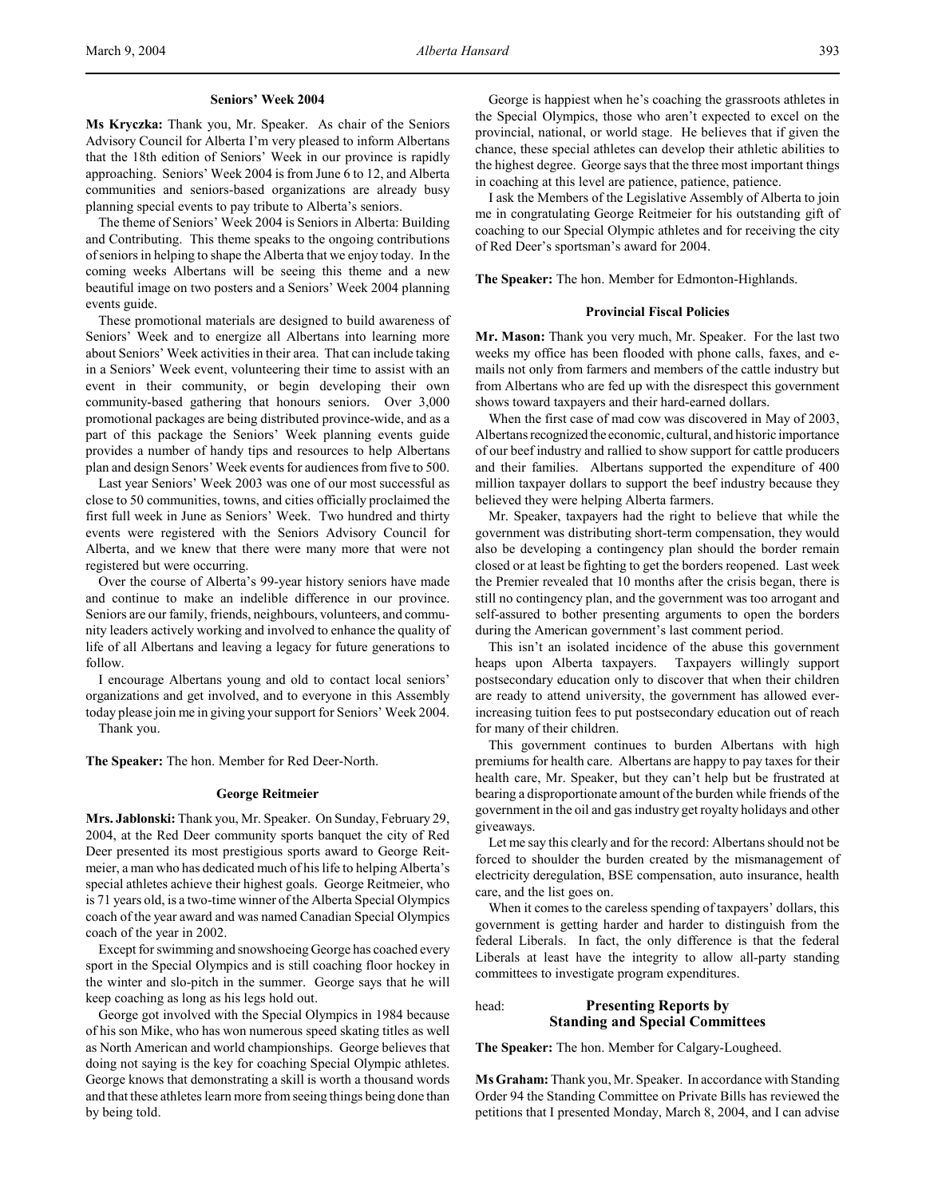### Seniors' Week 2004

**Ms Kryczka:** Thank you, Mr. Speaker. As chair of the Seniors Advisory Council for Alberta I'm very pleased to inform Albertans that the 18th edition of Seniors' Week in our province is rapidly approaching. Seniors' Week 2004 is from June 6 to 12, and Alberta communities and seniors-based organizations are already busy planning special events to pay tribute to Alberta's seniors.

The theme of Seniors' Week 2004 is Seniors in Alberta: Building and Contributing. This theme speaks to the ongoing contributions of seniors in helping to shape the Alberta that we enjoy today. In the coming weeks Albertans will be seeing this theme and a new beautiful image on two posters and a Seniors' Week 2004 planning events guide.

These promotional materials are designed to build awareness of Seniors' Week and to energize all Albertans into learning more about Seniors' Week activities in their area. That can include taking in a Seniors' Week event, volunteering their time to assist with an event in their community, or begin developing their own community-based gathering that honours seniors. Over 3,000 promotional packages are being distributed province-wide, and as a part of this package the Seniors' Week planning events guide provides a number of handy tips and resources to help Albertans plan and design Senors' Week events for audiences from five to 500.

Last year Seniors' Week 2003 was one of our most successful as close to 50 communities, towns, and cities officially proclaimed the first full week in June as Seniors' Week. Two hundred and thirty events were registered with the Seniors Advisory Council for Alberta, and we knew that there were many more that were not registered but were occurring.

Over the course of Alberta's 99-year history seniors have made and continue to make an indelible difference in our province. Seniors are our family, friends, neighbours, volunteers, and community leaders actively working and involved to enhance the quality of life of all Albertans and leaving a legacy for future generations to follow.

I encourage Albertans young and old to contact local seniors' organizations and get involved, and to everyone in this Assembly today please join me in giving your support for Seniors' Week 2004.

Thank you.

**The Speaker:** The hon. Member for Red Deer-North.

### George Reitmeier

**Mrs. Jablonski:** Thank you, Mr. Speaker. On Sunday, February 29, 2004, at the Red Deer community sports banquet the city of Red Deer presented its most prestigious sports award to George Reitmeier, a man who has dedicated much of his life to helping Alberta's special athletes achieve their highest goals. George Reitmeier, who is 71 years old, is a two-time winner of the Alberta Special Olympics coach of the year award and was named Canadian Special Olympics coach of the year in 2002.

Except for swimming and snowshoeing George has coached every sport in the Special Olympics and is still coaching floor hockey in the winter and slo-pitch in the summer. George says that he will keep coaching as long as his legs hold out.

George got involved with the Special Olympics in 1984 because of his son Mike, who has won numerous speed skating titles as well as North American and world championships. George believes that doing not saying is the key for coaching Special Olympic athletes. George knows that demonstrating a skill is worth a thousand words and that these athletes learn more from seeing things being done than by being told.

George is happiest when he's coaching the grassroots athletes in the Special Olympics, those who aren't expected to excel on the provincial, national, or world stage. He believes that if given the chance, these special athletes can develop their athletic abilities to the highest degree. George says that the three most important things in coaching at this level are patience, patience, patience.

I ask the Members of the Legislative Assembly of Alberta to join me in congratulating George Reitmeier for his outstanding gift of coaching to our Special Olympic athletes and for receiving the city of Red Deer's sportsman's award for 2004.

**The Speaker:** The hon. Member for Edmonton-Highlands.

### Provincial Fiscal Policies

**Mr. Mason:** Thank you very much, Mr. Speaker. For the last two weeks my office has been flooded with phone calls, faxes, and e-mails not only from farmers and members of the cattle industry but from Albertans who are fed up with the disrespect this government shows toward taxpayers and their hard-earned dollars.

When the first case of mad cow was discovered in May of 2003, Albertans recognized the economic, cultural, and historic importance of our beef industry and rallied to show support for cattle producers and their families. Albertans supported the expenditure of 400 million taxpayer dollars to support the beef industry because they believed they were helping Alberta farmers.

Mr. Speaker, taxpayers had the right to believe that while the government was distributing short-term compensation, they would also be developing a contingency plan should the border remain closed or at least be fighting to get the borders reopened. Last week the Premier revealed that 10 months after the crisis began, there is still no contingency plan, and the government was too arrogant and self-assured to bother presenting arguments to open the borders during the American government's last comment period.

This isn't an isolated incidence of the abuse this government heaps upon Alberta taxpayers. Taxpayers willingly support postsecondary education only to discover that when their children are ready to attend university, the government has allowed ever-increasing tuition fees to put postsecondary education out of reach for many of their children.

This government continues to burden Albertans with high premiums for health care. Albertans are happy to pay taxes for their health care, Mr. Speaker, but they can't help but be frustrated at bearing a disproportionate amount of the burden while friends of the government in the oil and gas industry get royalty holidays and other giveaways.

Let me say this clearly and for the record: Albertans should not be forced to shoulder the burden created by the mismanagement of electricity deregulation, BSE compensation, auto insurance, health care, and the list goes on.

When it comes to the careless spending of taxpayers' dollars, this government is getting harder and harder to distinguish from the federal Liberals. In fact, the only difference is that the federal Liberals at least have the integrity to allow all-party standing committees to investigate program expenditures.

head: **Presenting Reports by Standing and Special Committees**

**The Speaker:** The hon. Member for Calgary-Lougheed.

**Ms Graham:** Thank you, Mr. Speaker. In accordance with Standing Order 94 the Standing Committee on Private Bills has reviewed the petitions that I presented Monday, March 8, 2004, and I can advise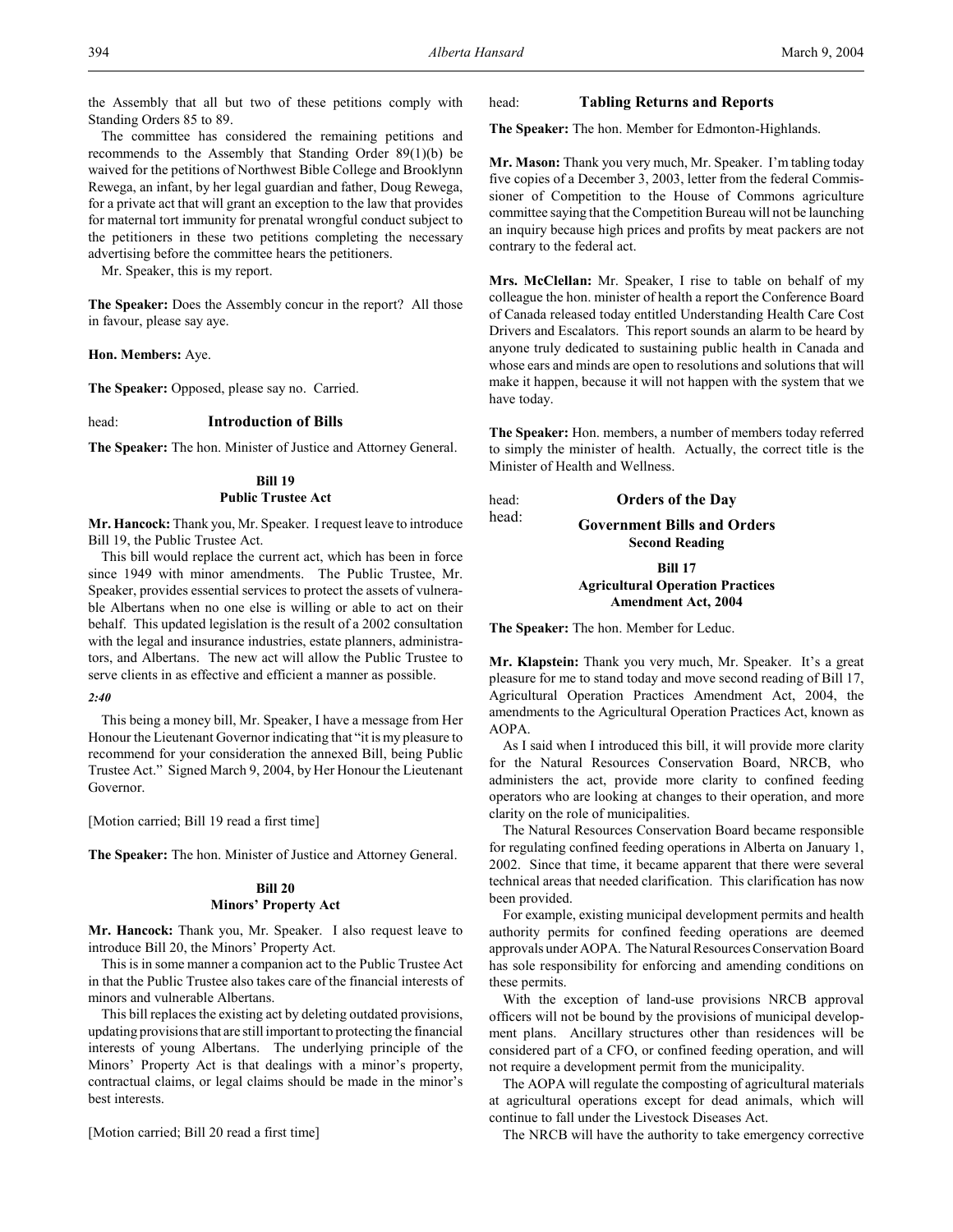the Assembly that all but two of these petitions comply with Standing Orders 85 to 89.

The committee has considered the remaining petitions and recommends to the Assembly that Standing Order 89(1)(b) be waived for the petitions of Northwest Bible College and Brooklynn Rewega, an infant, by her legal guardian and father, Doug Rewega, for a private act that will grant an exception to the law that provides for maternal tort immunity for prenatal wrongful conduct subject to the petitioners in these two petitions completing the necessary advertising before the committee hears the petitioners.

Mr. Speaker, this is my report.

**The Speaker:** Does the Assembly concur in the report? All those in favour, please say aye.

**Hon. Members:** Aye.

**The Speaker:** Opposed, please say no. Carried.

head: **Introduction of Bills**

**The Speaker:** The hon. Minister of Justice and Attorney General.

### Bill 19
### Public Trustee Act

**Mr. Hancock:** Thank you, Mr. Speaker. I request leave to introduce Bill 19, the Public Trustee Act.

This bill would replace the current act, which has been in force since 1949 with minor amendments. The Public Trustee, Mr. Speaker, provides essential services to protect the assets of vulnerable Albertans when no one else is willing or able to act on their behalf. This updated legislation is the result of a 2002 consultation with the legal and insurance industries, estate planners, administrators, and Albertans. The new act will allow the Public Trustee to serve clients in as effective and efficient a manner as possible.

*2:40*

This being a money bill, Mr. Speaker, I have a message from Her Honour the Lieutenant Governor indicating that "it is my pleasure to recommend for your consideration the annexed Bill, being Public Trustee Act." Signed March 9, 2004, by Her Honour the Lieutenant Governor.

[Motion carried; Bill 19 read a first time]

**The Speaker:** The hon. Minister of Justice and Attorney General.

### Bill 20
### Minors' Property Act

**Mr. Hancock:** Thank you, Mr. Speaker. I also request leave to introduce Bill 20, the Minors' Property Act.

This is in some manner a companion act to the Public Trustee Act in that the Public Trustee also takes care of the financial interests of minors and vulnerable Albertans.

This bill replaces the existing act by deleting outdated provisions, updating provisions that are still important to protecting the financial interests of young Albertans. The underlying principle of the Minors' Property Act is that dealings with a minor's property, contractual claims, or legal claims should be made in the minor's best interests.

[Motion carried; Bill 20 read a first time]

head: **Tabling Returns and Reports**

**The Speaker:** The hon. Member for Edmonton-Highlands.

**Mr. Mason:** Thank you very much, Mr. Speaker. I'm tabling today five copies of a December 3, 2003, letter from the federal Commissioner of Competition to the House of Commons agriculture committee saying that the Competition Bureau will not be launching an inquiry because high prices and profits by meat packers are not contrary to the federal act.

**Mrs. McClellan:** Mr. Speaker, I rise to table on behalf of my colleague the hon. minister of health a report the Conference Board of Canada released today entitled Understanding Health Care Cost Drivers and Escalators. This report sounds an alarm to be heard by anyone truly dedicated to sustaining public health in Canada and whose ears and minds are open to resolutions and solutions that will make it happen, because it will not happen with the system that we have today.

**The Speaker:** Hon. members, a number of members today referred to simply the minister of health. Actually, the correct title is the Minister of Health and Wellness.

head: **Orders of the Day**

head: **Government Bills and Orders**
**Second Reading**

### Bill 17
### Agricultural Operation Practices Amendment Act, 2004

**The Speaker:** The hon. Member for Leduc.

**Mr. Klapstein:** Thank you very much, Mr. Speaker. It's a great pleasure for me to stand today and move second reading of Bill 17, Agricultural Operation Practices Amendment Act, 2004, the amendments to the Agricultural Operation Practices Act, known as AOPA.

As I said when I introduced this bill, it will provide more clarity for the Natural Resources Conservation Board, NRCB, who administers the act, provide more clarity to confined feeding operators who are looking at changes to their operation, and more clarity on the role of municipalities.

The Natural Resources Conservation Board became responsible for regulating confined feeding operations in Alberta on January 1, 2002. Since that time, it became apparent that there were several technical areas that needed clarification. This clarification has now been provided.

For example, existing municipal development permits and health authority permits for confined feeding operations are deemed approvals under AOPA. The Natural Resources Conservation Board has sole responsibility for enforcing and amending conditions on these permits.

With the exception of land-use provisions NRCB approval officers will not be bound by the provisions of municipal development plans. Ancillary structures other than residences will be considered part of a CFO, or confined feeding operation, and will not require a development permit from the municipality.

The AOPA will regulate the composting of agricultural materials at agricultural operations except for dead animals, which will continue to fall under the Livestock Diseases Act.

The NRCB will have the authority to take emergency corrective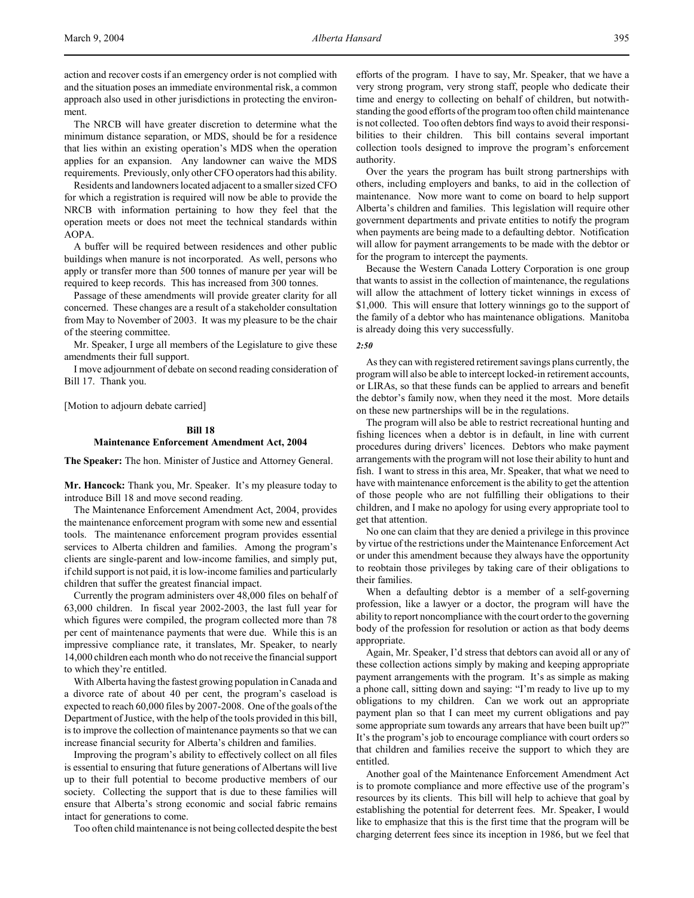action and recover costs if an emergency order is not complied with and the situation poses an immediate environmental risk, a common approach also used in other jurisdictions in protecting the environment.

The NRCB will have greater discretion to determine what the minimum distance separation, or MDS, should be for a residence that lies within an existing operation's MDS when the operation applies for an expansion. Any landowner can waive the MDS requirements. Previously, only other CFO operators had this ability.

Residents and landowners located adjacent to a smaller sized CFO for which a registration is required will now be able to provide the NRCB with information pertaining to how they feel that the operation meets or does not meet the technical standards within AOPA.

A buffer will be required between residences and other public buildings when manure is not incorporated. As well, persons who apply or transfer more than 500 tonnes of manure per year will be required to keep records. This has increased from 300 tonnes.

Passage of these amendments will provide greater clarity for all concerned. These changes are a result of a stakeholder consultation from May to November of 2003. It was my pleasure to be the chair of the steering committee.

Mr. Speaker, I urge all members of the Legislature to give these amendments their full support.

I move adjournment of debate on second reading consideration of Bill 17. Thank you.

[Motion to adjourn debate carried]

**Bill 18**
**Maintenance Enforcement Amendment Act, 2004**

**The Speaker:** The hon. Minister of Justice and Attorney General.

**Mr. Hancock:** Thank you, Mr. Speaker. It's my pleasure today to introduce Bill 18 and move second reading.

The Maintenance Enforcement Amendment Act, 2004, provides the maintenance enforcement program with some new and essential tools. The maintenance enforcement program provides essential services to Alberta children and families. Among the program's clients are single-parent and low-income families, and simply put, if child support is not paid, it is low-income families and particularly children that suffer the greatest financial impact.

Currently the program administers over 48,000 files on behalf of 63,000 children. In fiscal year 2002-2003, the last full year for which figures were compiled, the program collected more than 78 per cent of maintenance payments that were due. While this is an impressive compliance rate, it translates, Mr. Speaker, to nearly 14,000 children each month who do not receive the financial support to which they're entitled.

With Alberta having the fastest growing population in Canada and a divorce rate of about 40 per cent, the program's caseload is expected to reach 60,000 files by 2007-2008. One of the goals of the Department of Justice, with the help of the tools provided in this bill, is to improve the collection of maintenance payments so that we can increase financial security for Alberta's children and families.

Improving the program's ability to effectively collect on all files is essential to ensuring that future generations of Albertans will live up to their full potential to become productive members of our society. Collecting the support that is due to these families will ensure that Alberta's strong economic and social fabric remains intact for generations to come.

Too often child maintenance is not being collected despite the best efforts of the program. I have to say, Mr. Speaker, that we have a very strong program, very strong staff, people who dedicate their time and energy to collecting on behalf of children, but notwithstanding the good efforts of the program too often child maintenance is not collected. Too often debtors find ways to avoid their responsibilities to their children. This bill contains several important collection tools designed to improve the program's enforcement authority.

Over the years the program has built strong partnerships with others, including employers and banks, to aid in the collection of maintenance. Now more want to come on board to help support Alberta's children and families. This legislation will require other government departments and private entities to notify the program when payments are being made to a defaulting debtor. Notification will allow for payment arrangements to be made with the debtor or for the program to intercept the payments.

Because the Western Canada Lottery Corporation is one group that wants to assist in the collection of maintenance, the regulations will allow the attachment of lottery ticket winnings in excess of $1,000. This will ensure that lottery winnings go to the support of the family of a debtor who has maintenance obligations. Manitoba is already doing this very successfully.

*2:50*

As they can with registered retirement savings plans currently, the program will also be able to intercept locked-in retirement accounts, or LIRAs, so that these funds can be applied to arrears and benefit the debtor's family now, when they need it the most. More details on these new partnerships will be in the regulations.

The program will also be able to restrict recreational hunting and fishing licences when a debtor is in default, in line with current procedures during drivers' licences. Debtors who make payment arrangements with the program will not lose their ability to hunt and fish. I want to stress in this area, Mr. Speaker, that what we need to have with maintenance enforcement is the ability to get the attention of those people who are not fulfilling their obligations to their children, and I make no apology for using every appropriate tool to get that attention.

No one can claim that they are denied a privilege in this province by virtue of the restrictions under the Maintenance Enforcement Act or under this amendment because they always have the opportunity to reobtain those privileges by taking care of their obligations to their families.

When a defaulting debtor is a member of a self-governing profession, like a lawyer or a doctor, the program will have the ability to report noncompliance with the court order to the governing body of the profession for resolution or action as that body deems appropriate.

Again, Mr. Speaker, I'd stress that debtors can avoid all or any of these collection actions simply by making and keeping appropriate payment arrangements with the program. It's as simple as making a phone call, sitting down and saying: "I'm ready to live up to my obligations to my children. Can we work out an appropriate payment plan so that I can meet my current obligations and pay some appropriate sum towards any arrears that have been built up?" It's the program's job to encourage compliance with court orders so that children and families receive the support to which they are entitled.

Another goal of the Maintenance Enforcement Amendment Act is to promote compliance and more effective use of the program's resources by its clients. This bill will help to achieve that goal by establishing the potential for deterrent fees. Mr. Speaker, I would like to emphasize that this is the first time that the program will be charging deterrent fees since its inception in 1986, but we feel that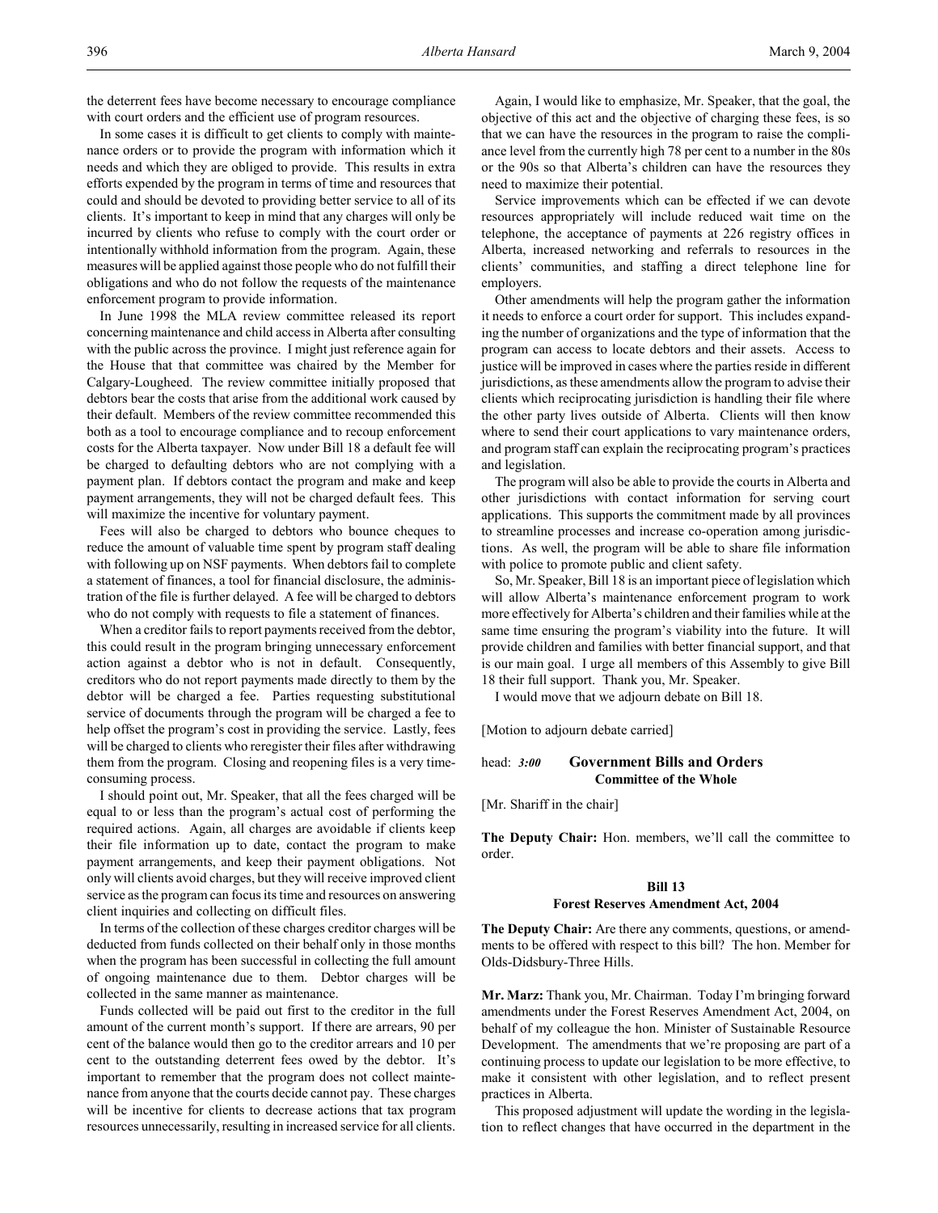the deterrent fees have become necessary to encourage compliance with court orders and the efficient use of program resources.

In some cases it is difficult to get clients to comply with maintenance orders or to provide the program with information which it needs and which they are obliged to provide. This results in extra efforts expended by the program in terms of time and resources that could and should be devoted to providing better service to all of its clients. It's important to keep in mind that any charges will only be incurred by clients who refuse to comply with the court order or intentionally withhold information from the program. Again, these measures will be applied against those people who do not fulfill their obligations and who do not follow the requests of the maintenance enforcement program to provide information.

In June 1998 the MLA review committee released its report concerning maintenance and child access in Alberta after consulting with the public across the province. I might just reference again for the House that that committee was chaired by the Member for Calgary-Lougheed. The review committee initially proposed that debtors bear the costs that arise from the additional work caused by their default. Members of the review committee recommended this both as a tool to encourage compliance and to recoup enforcement costs for the Alberta taxpayer. Now under Bill 18 a default fee will be charged to defaulting debtors who are not complying with a payment plan. If debtors contact the program and make and keep payment arrangements, they will not be charged default fees. This will maximize the incentive for voluntary payment.

Fees will also be charged to debtors who bounce cheques to reduce the amount of valuable time spent by program staff dealing with following up on NSF payments. When debtors fail to complete a statement of finances, a tool for financial disclosure, the administration of the file is further delayed. A fee will be charged to debtors who do not comply with requests to file a statement of finances.

When a creditor fails to report payments received from the debtor, this could result in the program bringing unnecessary enforcement action against a debtor who is not in default. Consequently, creditors who do not report payments made directly to them by the debtor will be charged a fee. Parties requesting substitutional service of documents through the program will be charged a fee to help offset the program's cost in providing the service. Lastly, fees will be charged to clients who reregister their files after withdrawing them from the program. Closing and reopening files is a very time-consuming process.

I should point out, Mr. Speaker, that all the fees charged will be equal to or less than the program's actual cost of performing the required actions. Again, all charges are avoidable if clients keep their file information up to date, contact the program to make payment arrangements, and keep their payment obligations. Not only will clients avoid charges, but they will receive improved client service as the program can focus its time and resources on answering client inquiries and collecting on difficult files.

In terms of the collection of these charges creditor charges will be deducted from funds collected on their behalf only in those months when the program has been successful in collecting the full amount of ongoing maintenance due to them. Debtor charges will be collected in the same manner as maintenance.

Funds collected will be paid out first to the creditor in the full amount of the current month's support. If there are arrears, 90 per cent of the balance would then go to the creditor arrears and 10 per cent to the outstanding deterrent fees owed by the debtor. It's important to remember that the program does not collect maintenance from anyone that the courts decide cannot pay. These charges will be incentive for clients to decrease actions that tax program resources unnecessarily, resulting in increased service for all clients.

Again, I would like to emphasize, Mr. Speaker, that the goal, the objective of this act and the objective of charging these fees, is so that we can have the resources in the program to raise the compliance level from the currently high 78 per cent to a number in the 80s or the 90s so that Alberta's children can have the resources they need to maximize their potential.

Service improvements which can be effected if we can devote resources appropriately will include reduced wait time on the telephone, the acceptance of payments at 226 registry offices in Alberta, increased networking and referrals to resources in the clients' communities, and staffing a direct telephone line for employers.

Other amendments will help the program gather the information it needs to enforce a court order for support. This includes expanding the number of organizations and the type of information that the program can access to locate debtors and their assets. Access to justice will be improved in cases where the parties reside in different jurisdictions, as these amendments allow the program to advise their clients which reciprocating jurisdiction is handling their file where the other party lives outside of Alberta. Clients will then know where to send their court applications to vary maintenance orders, and program staff can explain the reciprocating program's practices and legislation.

The program will also be able to provide the courts in Alberta and other jurisdictions with contact information for serving court applications. This supports the commitment made by all provinces to streamline processes and increase co-operation among jurisdictions. As well, the program will be able to share file information with police to promote public and client safety.

So, Mr. Speaker, Bill 18 is an important piece of legislation which will allow Alberta's maintenance enforcement program to work more effectively for Alberta's children and their families while at the same time ensuring the program's viability into the future. It will provide children and families with better financial support, and that is our main goal. I urge all members of this Assembly to give Bill 18 their full support. Thank you, Mr. Speaker.

I would move that we adjourn debate on Bill 18.

[Motion to adjourn debate carried]

head: *3:00* **Government Bills and Orders**
**Committee of the Whole**

[Mr. Shariff in the chair]

**The Deputy Chair:** Hon. members, we'll call the committee to order.

**Bill 13**
**Forest Reserves Amendment Act, 2004**

**The Deputy Chair:** Are there any comments, questions, or amendments to be offered with respect to this bill? The hon. Member for Olds-Didsbury-Three Hills.

**Mr. Marz:** Thank you, Mr. Chairman. Today I'm bringing forward amendments under the Forest Reserves Amendment Act, 2004, on behalf of my colleague the hon. Minister of Sustainable Resource Development. The amendments that we're proposing are part of a continuing process to update our legislation to be more effective, to make it consistent with other legislation, and to reflect present practices in Alberta.

This proposed adjustment will update the wording in the legislation to reflect changes that have occurred in the department in the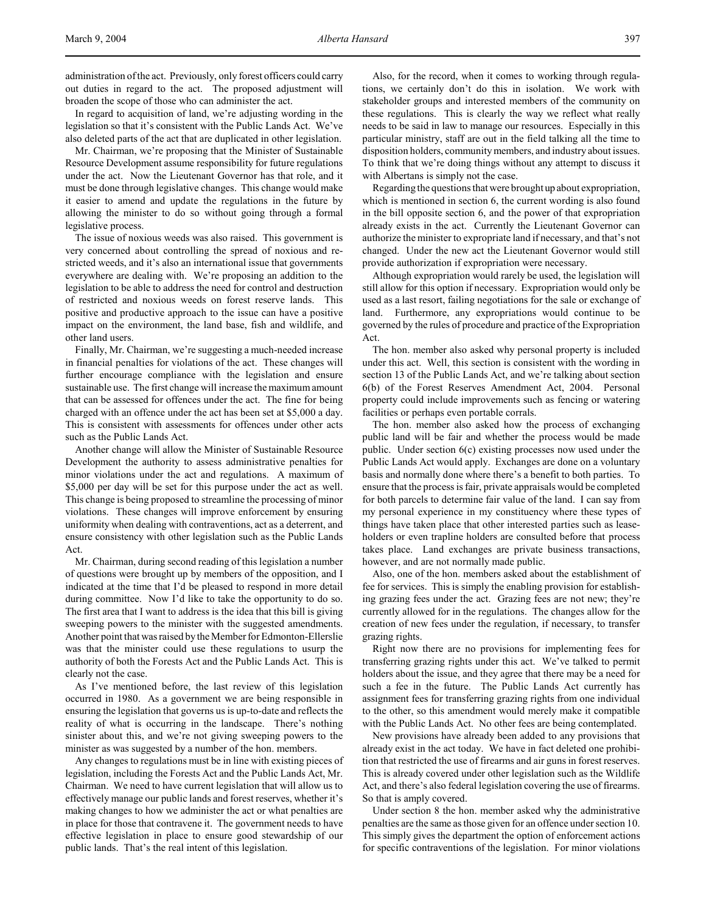administration of the act. Previously, only forest officers could carry out duties in regard to the act. The proposed adjustment will broaden the scope of those who can administer the act.

In regard to acquisition of land, we're adjusting wording in the legislation so that it's consistent with the Public Lands Act. We've also deleted parts of the act that are duplicated in other legislation.

Mr. Chairman, we're proposing that the Minister of Sustainable Resource Development assume responsibility for future regulations under the act. Now the Lieutenant Governor has that role, and it must be done through legislative changes. This change would make it easier to amend and update the regulations in the future by allowing the minister to do so without going through a formal legislative process.

The issue of noxious weeds was also raised. This government is very concerned about controlling the spread of noxious and restricted weeds, and it's also an international issue that governments everywhere are dealing with. We're proposing an addition to the legislation to be able to address the need for control and destruction of restricted and noxious weeds on forest reserve lands. This positive and productive approach to the issue can have a positive impact on the environment, the land base, fish and wildlife, and other land users.

Finally, Mr. Chairman, we're suggesting a much-needed increase in financial penalties for violations of the act. These changes will further encourage compliance with the legislation and ensure sustainable use. The first change will increase the maximum amount that can be assessed for offences under the act. The fine for being charged with an offence under the act has been set at $5,000 a day. This is consistent with assessments for offences under other acts such as the Public Lands Act.

Another change will allow the Minister of Sustainable Resource Development the authority to assess administrative penalties for minor violations under the act and regulations. A maximum of $5,000 per day will be set for this purpose under the act as well. This change is being proposed to streamline the processing of minor violations. These changes will improve enforcement by ensuring uniformity when dealing with contraventions, act as a deterrent, and ensure consistency with other legislation such as the Public Lands Act.

Mr. Chairman, during second reading of this legislation a number of questions were brought up by members of the opposition, and I indicated at the time that I'd be pleased to respond in more detail during committee. Now I'd like to take the opportunity to do so. The first area that I want to address is the idea that this bill is giving sweeping powers to the minister with the suggested amendments. Another point that was raised by the Member for Edmonton-Ellerslie was that the minister could use these regulations to usurp the authority of both the Forests Act and the Public Lands Act. This is clearly not the case.

As I've mentioned before, the last review of this legislation occurred in 1980. As a government we are being responsible in ensuring the legislation that governs us is up-to-date and reflects the reality of what is occurring in the landscape. There's nothing sinister about this, and we're not giving sweeping powers to the minister as was suggested by a number of the hon. members.

Any changes to regulations must be in line with existing pieces of legislation, including the Forests Act and the Public Lands Act, Mr. Chairman. We need to have current legislation that will allow us to effectively manage our public lands and forest reserves, whether it's making changes to how we administer the act or what penalties are in place for those that contravene it. The government needs to have effective legislation in place to ensure good stewardship of our public lands. That's the real intent of this legislation.

Also, for the record, when it comes to working through regulations, we certainly don't do this in isolation. We work with stakeholder groups and interested members of the community on these regulations. This is clearly the way we reflect what really needs to be said in law to manage our resources. Especially in this particular ministry, staff are out in the field talking all the time to disposition holders, community members, and industry about issues. To think that we're doing things without any attempt to discuss it with Albertans is simply not the case.

Regarding the questions that were brought up about expropriation, which is mentioned in section 6, the current wording is also found in the bill opposite section 6, and the power of that expropriation already exists in the act. Currently the Lieutenant Governor can authorize the minister to expropriate land if necessary, and that's not changed. Under the new act the Lieutenant Governor would still provide authorization if expropriation were necessary.

Although expropriation would rarely be used, the legislation will still allow for this option if necessary. Expropriation would only be used as a last resort, failing negotiations for the sale or exchange of land. Furthermore, any expropriations would continue to be governed by the rules of procedure and practice of the Expropriation Act.

The hon. member also asked why personal property is included under this act. Well, this section is consistent with the wording in section 13 of the Public Lands Act, and we're talking about section 6(b) of the Forest Reserves Amendment Act, 2004. Personal property could include improvements such as fencing or watering facilities or perhaps even portable corrals.

The hon. member also asked how the process of exchanging public land will be fair and whether the process would be made public. Under section 6(c) existing processes now used under the Public Lands Act would apply. Exchanges are done on a voluntary basis and normally done where there's a benefit to both parties. To ensure that the process is fair, private appraisals would be completed for both parcels to determine fair value of the land. I can say from my personal experience in my constituency where these types of things have taken place that other interested parties such as leaseholders or even trapline holders are consulted before that process takes place. Land exchanges are private business transactions, however, and are not normally made public.

Also, one of the hon. members asked about the establishment of fee for services. This is simply the enabling provision for establishing grazing fees under the act. Grazing fees are not new; they're currently allowed for in the regulations. The changes allow for the creation of new fees under the regulation, if necessary, to transfer grazing rights.

Right now there are no provisions for implementing fees for transferring grazing rights under this act. We've talked to permit holders about the issue, and they agree that there may be a need for such a fee in the future. The Public Lands Act currently has assignment fees for transferring grazing rights from one individual to the other, so this amendment would merely make it compatible with the Public Lands Act. No other fees are being contemplated.

New provisions have already been added to any provisions that already exist in the act today. We have in fact deleted one prohibition that restricted the use of firearms and air guns in forest reserves. This is already covered under other legislation such as the Wildlife Act, and there's also federal legislation covering the use of firearms. So that is amply covered.

Under section 8 the hon. member asked why the administrative penalties are the same as those given for an offence under section 10. This simply gives the department the option of enforcement actions for specific contraventions of the legislation. For minor violations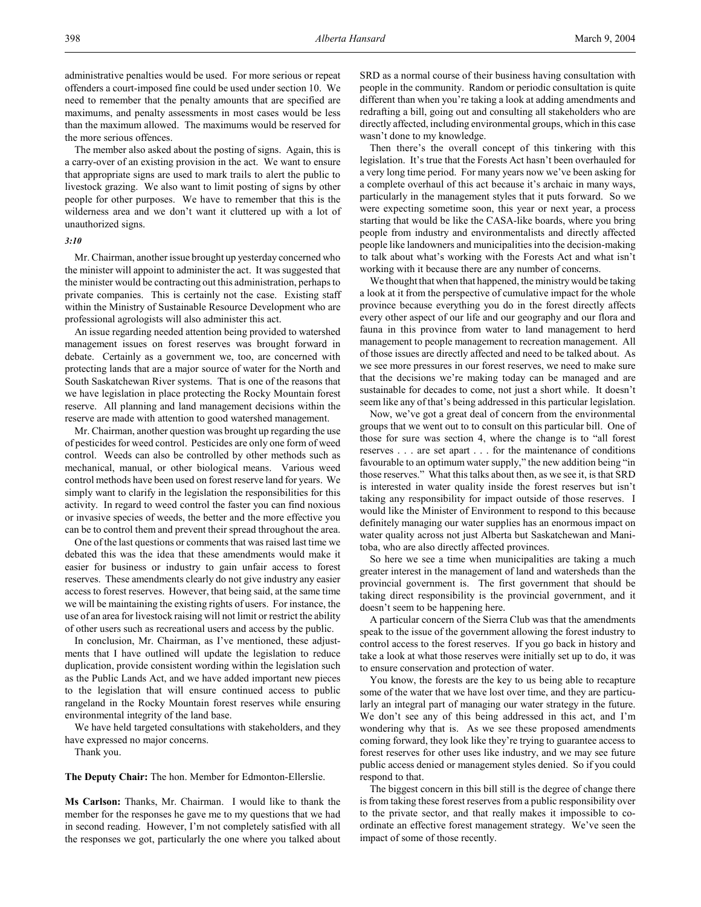administrative penalties would be used. For more serious or repeat offenders a court-imposed fine could be used under section 10. We need to remember that the penalty amounts that are specified are maximums, and penalty assessments in most cases would be less than the maximum allowed. The maximums would be reserved for the more serious offences.

The member also asked about the posting of signs. Again, this is a carry-over of an existing provision in the act. We want to ensure that appropriate signs are used to mark trails to alert the public to livestock grazing. We also want to limit posting of signs by other people for other purposes. We have to remember that this is the wilderness area and we don't want it cluttered up with a lot of unauthorized signs.

*3:10*

Mr. Chairman, another issue brought up yesterday concerned who the minister will appoint to administer the act. It was suggested that the minister would be contracting out this administration, perhaps to private companies. This is certainly not the case. Existing staff within the Ministry of Sustainable Resource Development who are professional agrologists will also administer this act.

An issue regarding needed attention being provided to watershed management issues on forest reserves was brought forward in debate. Certainly as a government we, too, are concerned with protecting lands that are a major source of water for the North and South Saskatchewan River systems. That is one of the reasons that we have legislation in place protecting the Rocky Mountain forest reserve. All planning and land management decisions within the reserve are made with attention to good watershed management.

Mr. Chairman, another question was brought up regarding the use of pesticides for weed control. Pesticides are only one form of weed control. Weeds can also be controlled by other methods such as mechanical, manual, or other biological means. Various weed control methods have been used on forest reserve land for years. We simply want to clarify in the legislation the responsibilities for this activity. In regard to weed control the faster you can find noxious or invasive species of weeds, the better and the more effective you can be to control them and prevent their spread throughout the area.

One of the last questions or comments that was raised last time we debated this was the idea that these amendments would make it easier for business or industry to gain unfair access to forest reserves. These amendments clearly do not give industry any easier access to forest reserves. However, that being said, at the same time we will be maintaining the existing rights of users. For instance, the use of an area for livestock raising will not limit or restrict the ability of other users such as recreational users and access by the public.

In conclusion, Mr. Chairman, as I've mentioned, these adjustments that I have outlined will update the legislation to reduce duplication, provide consistent wording within the legislation such as the Public Lands Act, and we have added important new pieces to the legislation that will ensure continued access to public rangeland in the Rocky Mountain forest reserves while ensuring environmental integrity of the land base.

We have held targeted consultations with stakeholders, and they have expressed no major concerns.

Thank you.

**The Deputy Chair:** The hon. Member for Edmonton-Ellerslie.

**Ms Carlson:** Thanks, Mr. Chairman. I would like to thank the member for the responses he gave me to my questions that we had in second reading. However, I'm not completely satisfied with all the responses we got, particularly the one where you talked about SRD as a normal course of their business having consultation with people in the community. Random or periodic consultation is quite different than when you're taking a look at adding amendments and redrafting a bill, going out and consulting all stakeholders who are directly affected, including environmental groups, which in this case wasn't done to my knowledge.

Then there's the overall concept of this tinkering with this legislation. It's true that the Forests Act hasn't been overhauled for a very long time period. For many years now we've been asking for a complete overhaul of this act because it's archaic in many ways, particularly in the management styles that it puts forward. So we were expecting sometime soon, this year or next year, a process starting that would be like the CASA-like boards, where you bring people from industry and environmentalists and directly affected people like landowners and municipalities into the decision-making to talk about what's working with the Forests Act and what isn't working with it because there are any number of concerns.

We thought that when that happened, the ministry would be taking a look at it from the perspective of cumulative impact for the whole province because everything you do in the forest directly affects every other aspect of our life and our geography and our flora and fauna in this province from water to land management to herd management to people management to recreation management. All of those issues are directly affected and need to be talked about. As we see more pressures in our forest reserves, we need to make sure that the decisions we're making today can be managed and are sustainable for decades to come, not just a short while. It doesn't seem like any of that's being addressed in this particular legislation.

Now, we've got a great deal of concern from the environmental groups that we went out to to consult on this particular bill. One of those for sure was section 4, where the change is to "all forest reserves . . . are set apart . . . for the maintenance of conditions favourable to an optimum water supply," the new addition being "in those reserves." What this talks about then, as we see it, is that SRD is interested in water quality inside the forest reserves but isn't taking any responsibility for impact outside of those reserves. I would like the Minister of Environment to respond to this because definitely managing our water supplies has an enormous impact on water quality across not just Alberta but Saskatchewan and Manitoba, who are also directly affected provinces.

So here we see a time when municipalities are taking a much greater interest in the management of land and watersheds than the provincial government is. The first government that should be taking direct responsibility is the provincial government, and it doesn't seem to be happening here.

A particular concern of the Sierra Club was that the amendments speak to the issue of the government allowing the forest industry to control access to the forest reserves. If you go back in history and take a look at what those reserves were initially set up to do, it was to ensure conservation and protection of water.

You know, the forests are the key to us being able to recapture some of the water that we have lost over time, and they are particularly an integral part of managing our water strategy in the future. We don't see any of this being addressed in this act, and I'm wondering why that is. As we see these proposed amendments coming forward, they look like they're trying to guarantee access to forest reserves for other uses like industry, and we may see future public access denied or management styles denied. So if you could respond to that.

The biggest concern in this bill still is the degree of change there is from taking these forest reserves from a public responsibility over to the private sector, and that really makes it impossible to coordinate an effective forest management strategy. We've seen the impact of some of those recently.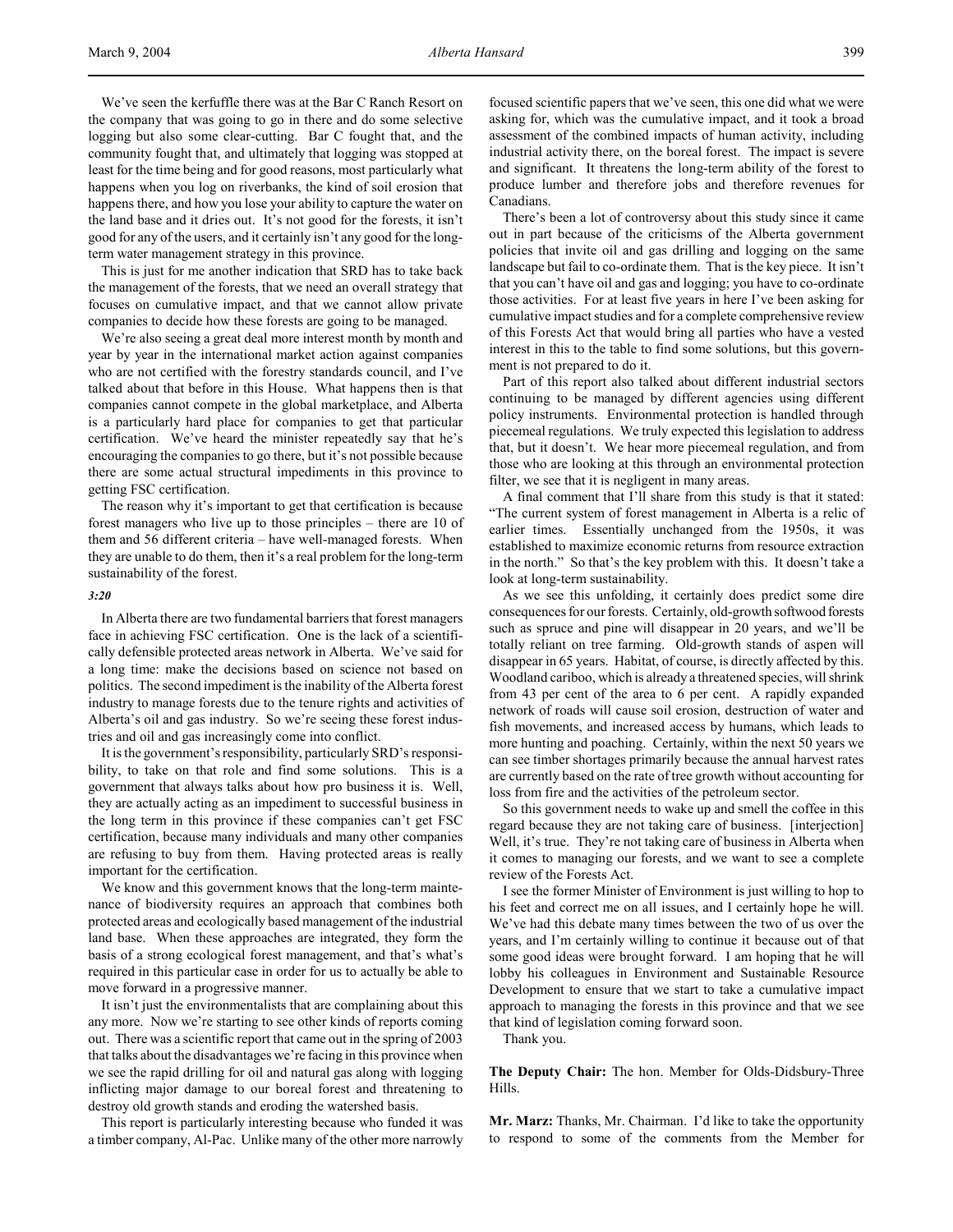We've seen the kerfuffle there was at the Bar C Ranch Resort on the company that was going to go in there and do some selective logging but also some clear-cutting. Bar C fought that, and the community fought that, and ultimately that logging was stopped at least for the time being and for good reasons, most particularly what happens when you log on riverbanks, the kind of soil erosion that happens there, and how you lose your ability to capture the water on the land base and it dries out. It's not good for the forests, it isn't good for any of the users, and it certainly isn't any good for the long-term water management strategy in this province.

This is just for me another indication that SRD has to take back the management of the forests, that we need an overall strategy that focuses on cumulative impact, and that we cannot allow private companies to decide how these forests are going to be managed.

We're also seeing a great deal more interest month by month and year by year in the international market action against companies who are not certified with the forestry standards council, and I've talked about that before in this House. What happens then is that companies cannot compete in the global marketplace, and Alberta is a particularly hard place for companies to get that particular certification. We've heard the minister repeatedly say that he's encouraging the companies to go there, but it's not possible because there are some actual structural impediments in this province to getting FSC certification.

The reason why it's important to get that certification is because forest managers who live up to those principles – there are 10 of them and 56 different criteria – have well-managed forests. When they are unable to do them, then it's a real problem for the long-term sustainability of the forest.

*3:20*

In Alberta there are two fundamental barriers that forest managers face in achieving FSC certification. One is the lack of a scientifically defensible protected areas network in Alberta. We've said for a long time: make the decisions based on science not based on politics. The second impediment is the inability of the Alberta forest industry to manage forests due to the tenure rights and activities of Alberta's oil and gas industry. So we're seeing these forest industries and oil and gas increasingly come into conflict.

It is the government's responsibility, particularly SRD's responsibility, to take on that role and find some solutions. This is a government that always talks about how pro business it is. Well, they are actually acting as an impediment to successful business in the long term in this province if these companies can't get FSC certification, because many individuals and many other companies are refusing to buy from them. Having protected areas is really important for the certification.

We know and this government knows that the long-term maintenance of biodiversity requires an approach that combines both protected areas and ecologically based management of the industrial land base. When these approaches are integrated, they form the basis of a strong ecological forest management, and that's what's required in this particular case in order for us to actually be able to move forward in a progressive manner.

It isn't just the environmentalists that are complaining about this any more. Now we're starting to see other kinds of reports coming out. There was a scientific report that came out in the spring of 2003 that talks about the disadvantages we're facing in this province when we see the rapid drilling for oil and natural gas along with logging inflicting major damage to our boreal forest and threatening to destroy old growth stands and eroding the watershed basis.

This report is particularly interesting because who funded it was a timber company, Al-Pac. Unlike many of the other more narrowly focused scientific papers that we've seen, this one did what we were asking for, which was the cumulative impact, and it took a broad assessment of the combined impacts of human activity, including industrial activity there, on the boreal forest. The impact is severe and significant. It threatens the long-term ability of the forest to produce lumber and therefore jobs and therefore revenues for Canadians.

There's been a lot of controversy about this study since it came out in part because of the criticisms of the Alberta government policies that invite oil and gas drilling and logging on the same landscape but fail to co-ordinate them. That is the key piece. It isn't that you can't have oil and gas and logging; you have to co-ordinate those activities. For at least five years in here I've been asking for cumulative impact studies and for a complete comprehensive review of this Forests Act that would bring all parties who have a vested interest in this to the table to find some solutions, but this government is not prepared to do it.

Part of this report also talked about different industrial sectors continuing to be managed by different agencies using different policy instruments. Environmental protection is handled through piecemeal regulations. We truly expected this legislation to address that, but it doesn't. We hear more piecemeal regulation, and from those who are looking at this through an environmental protection filter, we see that it is negligent in many areas.

A final comment that I'll share from this study is that it stated: "The current system of forest management in Alberta is a relic of earlier times. Essentially unchanged from the 1950s, it was established to maximize economic returns from resource extraction in the north." So that's the key problem with this. It doesn't take a look at long-term sustainability.

As we see this unfolding, it certainly does predict some dire consequences for our forests. Certainly, old-growth softwood forests such as spruce and pine will disappear in 20 years, and we'll be totally reliant on tree farming. Old-growth stands of aspen will disappear in 65 years. Habitat, of course, is directly affected by this. Woodland cariboo, which is already a threatened species, will shrink from 43 per cent of the area to 6 per cent. A rapidly expanded network of roads will cause soil erosion, destruction of water and fish movements, and increased access by humans, which leads to more hunting and poaching. Certainly, within the next 50 years we can see timber shortages primarily because the annual harvest rates are currently based on the rate of tree growth without accounting for loss from fire and the activities of the petroleum sector.

So this government needs to wake up and smell the coffee in this regard because they are not taking care of business. [interjection] Well, it's true. They're not taking care of business in Alberta when it comes to managing our forests, and we want to see a complete review of the Forests Act.

I see the former Minister of Environment is just willing to hop to his feet and correct me on all issues, and I certainly hope he will. We've had this debate many times between the two of us over the years, and I'm certainly willing to continue it because out of that some good ideas were brought forward. I am hoping that he will lobby his colleagues in Environment and Sustainable Resource Development to ensure that we start to take a cumulative impact approach to managing the forests in this province and that we see that kind of legislation coming forward soon.

Thank you.

**The Deputy Chair:** The hon. Member for Olds-Didsbury-Three Hills.

**Mr. Marz:** Thanks, Mr. Chairman. I'd like to take the opportunity to respond to some of the comments from the Member for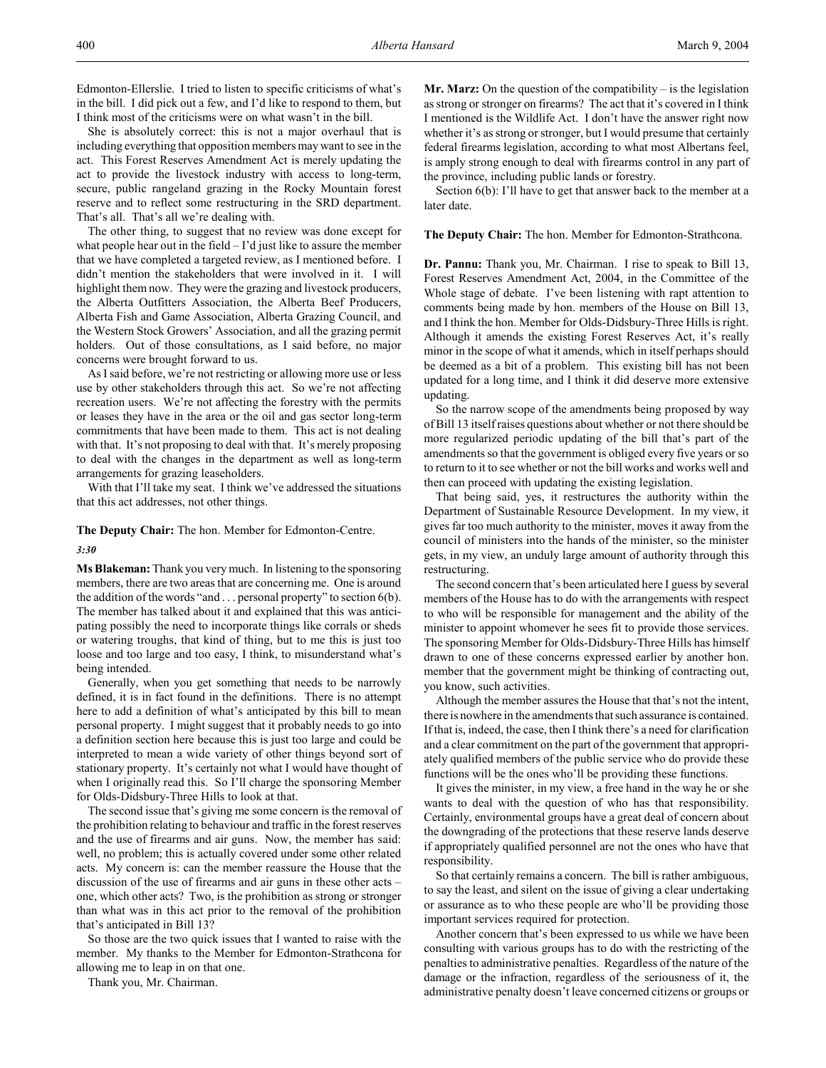Edmonton-Ellerslie. I tried to listen to specific criticisms of what's in the bill. I did pick out a few, and I'd like to respond to them, but I think most of the criticisms were on what wasn't in the bill.

She is absolutely correct: this is not a major overhaul that is including everything that opposition members may want to see in the act. This Forest Reserves Amendment Act is merely updating the act to provide the livestock industry with access to long-term, secure, public rangeland grazing in the Rocky Mountain forest reserve and to reflect some restructuring in the SRD department. That's all. That's all we're dealing with.

The other thing, to suggest that no review was done except for what people hear out in the field – I'd just like to assure the member that we have completed a targeted review, as I mentioned before. I didn't mention the stakeholders that were involved in it. I will highlight them now. They were the grazing and livestock producers, the Alberta Outfitters Association, the Alberta Beef Producers, Alberta Fish and Game Association, Alberta Grazing Council, and the Western Stock Growers' Association, and all the grazing permit holders. Out of those consultations, as I said before, no major concerns were brought forward to us.

As I said before, we're not restricting or allowing more use or less use by other stakeholders through this act. So we're not affecting recreation users. We're not affecting the forestry with the permits or leases they have in the area or the oil and gas sector long-term commitments that have been made to them. This act is not dealing with that. It's not proposing to deal with that. It's merely proposing to deal with the changes in the department as well as long-term arrangements for grazing leaseholders.

With that I'll take my seat. I think we've addressed the situations that this act addresses, not other things.

**The Deputy Chair:** The hon. Member for Edmonton-Centre.

*3:30*

**Ms Blakeman:** Thank you very much. In listening to the sponsoring members, there are two areas that are concerning me. One is around the addition of the words "and . . . personal property" to section 6(b). The member has talked about it and explained that this was anticipating possibly the need to incorporate things like corrals or sheds or watering troughs, that kind of thing, but to me this is just too loose and too large and too easy, I think, to misunderstand what's being intended.

Generally, when you get something that needs to be narrowly defined, it is in fact found in the definitions. There is no attempt here to add a definition of what's anticipated by this bill to mean personal property. I might suggest that it probably needs to go into a definition section here because this is just too large and could be interpreted to mean a wide variety of other things beyond sort of stationary property. It's certainly not what I would have thought of when I originally read this. So I'll charge the sponsoring Member for Olds-Didsbury-Three Hills to look at that.

The second issue that's giving me some concern is the removal of the prohibition relating to behaviour and traffic in the forest reserves and the use of firearms and air guns. Now, the member has said: well, no problem; this is actually covered under some other related acts. My concern is: can the member reassure the House that the discussion of the use of firearms and air guns in these other acts – one, which other acts? Two, is the prohibition as strong or stronger than what was in this act prior to the removal of the prohibition that's anticipated in Bill 13?

So those are the two quick issues that I wanted to raise with the member. My thanks to the Member for Edmonton-Strathcona for allowing me to leap in on that one.

Thank you, Mr. Chairman.

**Mr. Marz:** On the question of the compatibility – is the legislation as strong or stronger on firearms? The act that it's covered in I think I mentioned is the Wildlife Act. I don't have the answer right now whether it's as strong or stronger, but I would presume that certainly federal firearms legislation, according to what most Albertans feel, is amply strong enough to deal with firearms control in any part of the province, including public lands or forestry.

Section 6(b): I'll have to get that answer back to the member at a later date.

**The Deputy Chair:** The hon. Member for Edmonton-Strathcona.

**Dr. Pannu:** Thank you, Mr. Chairman. I rise to speak to Bill 13, Forest Reserves Amendment Act, 2004, in the Committee of the Whole stage of debate. I've been listening with rapt attention to comments being made by hon. members of the House on Bill 13, and I think the hon. Member for Olds-Didsbury-Three Hills is right. Although it amends the existing Forest Reserves Act, it's really minor in the scope of what it amends, which in itself perhaps should be deemed as a bit of a problem. This existing bill has not been updated for a long time, and I think it did deserve more extensive updating.

So the narrow scope of the amendments being proposed by way of Bill 13 itself raises questions about whether or not there should be more regularized periodic updating of the bill that's part of the amendments so that the government is obliged every five years or so to return to it to see whether or not the bill works and works well and then can proceed with updating the existing legislation.

That being said, yes, it restructures the authority within the Department of Sustainable Resource Development. In my view, it gives far too much authority to the minister, moves it away from the council of ministers into the hands of the minister, so the minister gets, in my view, an unduly large amount of authority through this restructuring.

The second concern that's been articulated here I guess by several members of the House has to do with the arrangements with respect to who will be responsible for management and the ability of the minister to appoint whomever he sees fit to provide those services. The sponsoring Member for Olds-Didsbury-Three Hills has himself drawn to one of these concerns expressed earlier by another hon. member that the government might be thinking of contracting out, you know, such activities.

Although the member assures the House that that's not the intent, there is nowhere in the amendments that such assurance is contained. If that is, indeed, the case, then I think there's a need for clarification and a clear commitment on the part of the government that appropriately qualified members of the public service who do provide these functions will be the ones who'll be providing these functions.

It gives the minister, in my view, a free hand in the way he or she wants to deal with the question of who has that responsibility. Certainly, environmental groups have a great deal of concern about the downgrading of the protections that these reserve lands deserve if appropriately qualified personnel are not the ones who have that responsibility.

So that certainly remains a concern. The bill is rather ambiguous, to say the least, and silent on the issue of giving a clear undertaking or assurance as to who these people are who'll be providing those important services required for protection.

Another concern that's been expressed to us while we have been consulting with various groups has to do with the restricting of the penalties to administrative penalties. Regardless of the nature of the damage or the infraction, regardless of the seriousness of it, the administrative penalty doesn't leave concerned citizens or groups or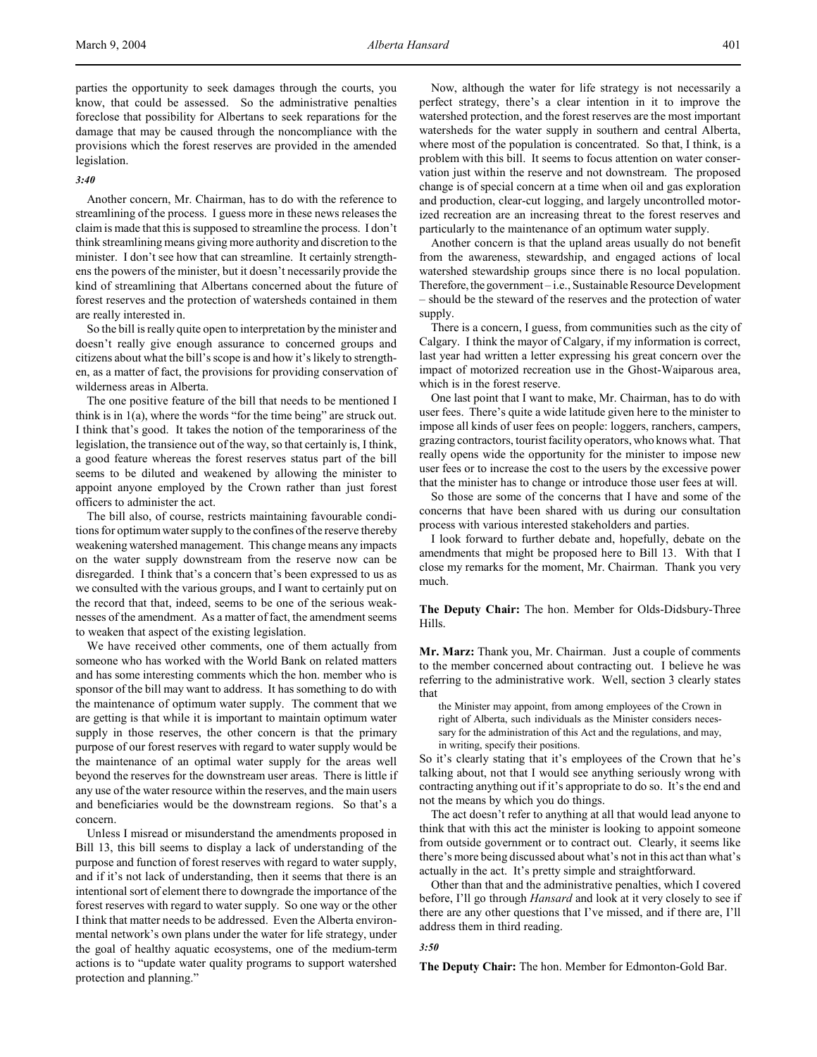parties the opportunity to seek damages through the courts, you know, that could be assessed. So the administrative penalties foreclose that possibility for Albertans to seek reparations for the damage that may be caused through the noncompliance with the provisions which the forest reserves are provided in the amended legislation.

*3:40*

Another concern, Mr. Chairman, has to do with the reference to streamlining of the process. I guess more in these news releases the claim is made that this is supposed to streamline the process. I don't think streamlining means giving more authority and discretion to the minister. I don't see how that can streamline. It certainly strengthens the powers of the minister, but it doesn't necessarily provide the kind of streamlining that Albertans concerned about the future of forest reserves and the protection of watersheds contained in them are really interested in.

So the bill is really quite open to interpretation by the minister and doesn't really give enough assurance to concerned groups and citizens about what the bill's scope is and how it's likely to strengthen, as a matter of fact, the provisions for providing conservation of wilderness areas in Alberta.

The one positive feature of the bill that needs to be mentioned I think is in 1(a), where the words "for the time being" are struck out. I think that's good. It takes the notion of the temporariness of the legislation, the transience out of the way, so that certainly is, I think, a good feature whereas the forest reserves status part of the bill seems to be diluted and weakened by allowing the minister to appoint anyone employed by the Crown rather than just forest officers to administer the act.

The bill also, of course, restricts maintaining favourable conditions for optimum water supply to the confines of the reserve thereby weakening watershed management. This change means any impacts on the water supply downstream from the reserve now can be disregarded. I think that's a concern that's been expressed to us as we consulted with the various groups, and I want to certainly put on the record that that, indeed, seems to be one of the serious weaknesses of the amendment. As a matter of fact, the amendment seems to weaken that aspect of the existing legislation.

We have received other comments, one of them actually from someone who has worked with the World Bank on related matters and has some interesting comments which the hon. member who is sponsor of the bill may want to address. It has something to do with the maintenance of optimum water supply. The comment that we are getting is that while it is important to maintain optimum water supply in those reserves, the other concern is that the primary purpose of our forest reserves with regard to water supply would be the maintenance of an optimal water supply for the areas well beyond the reserves for the downstream user areas. There is little if any use of the water resource within the reserves, and the main users and beneficiaries would be the downstream regions. So that's a concern.

Unless I misread or misunderstand the amendments proposed in Bill 13, this bill seems to display a lack of understanding of the purpose and function of forest reserves with regard to water supply, and if it's not lack of understanding, then it seems that there is an intentional sort of element there to downgrade the importance of the forest reserves with regard to water supply. So one way or the other I think that matter needs to be addressed. Even the Alberta environmental network's own plans under the water for life strategy, under the goal of healthy aquatic ecosystems, one of the medium-term actions is to "update water quality programs to support watershed protection and planning."

Now, although the water for life strategy is not necessarily a perfect strategy, there's a clear intention in it to improve the watershed protection, and the forest reserves are the most important watersheds for the water supply in southern and central Alberta, where most of the population is concentrated. So that, I think, is a problem with this bill. It seems to focus attention on water conservation just within the reserve and not downstream. The proposed change is of special concern at a time when oil and gas exploration and production, clear-cut logging, and largely uncontrolled motorized recreation are an increasing threat to the forest reserves and particularly to the maintenance of an optimum water supply.

Another concern is that the upland areas usually do not benefit from the awareness, stewardship, and engaged actions of local watershed stewardship groups since there is no local population. Therefore, the government – i.e., Sustainable Resource Development – should be the steward of the reserves and the protection of water supply.

There is a concern, I guess, from communities such as the city of Calgary. I think the mayor of Calgary, if my information is correct, last year had written a letter expressing his great concern over the impact of motorized recreation use in the Ghost-Waiparous area, which is in the forest reserve.

One last point that I want to make, Mr. Chairman, has to do with user fees. There's quite a wide latitude given here to the minister to impose all kinds of user fees on people: loggers, ranchers, campers, grazing contractors, tourist facility operators, who knows what. That really opens wide the opportunity for the minister to impose new user fees or to increase the cost to the users by the excessive power that the minister has to change or introduce those user fees at will.

So those are some of the concerns that I have and some of the concerns that have been shared with us during our consultation process with various interested stakeholders and parties.

I look forward to further debate and, hopefully, debate on the amendments that might be proposed here to Bill 13. With that I close my remarks for the moment, Mr. Chairman. Thank you very much.

**The Deputy Chair:** The hon. Member for Olds-Didsbury-Three Hills.

**Mr. Marz:** Thank you, Mr. Chairman. Just a couple of comments to the member concerned about contracting out. I believe he was referring to the administrative work. Well, section 3 clearly states that

> the Minister may appoint, from among employees of the Crown in right of Alberta, such individuals as the Minister considers necessary for the administration of this Act and the regulations, and may, in writing, specify their positions.

So it's clearly stating that it's employees of the Crown that he's talking about, not that I would see anything seriously wrong with contracting anything out if it's appropriate to do so. It's the end and not the means by which you do things.

The act doesn't refer to anything at all that would lead anyone to think that with this act the minister is looking to appoint someone from outside government or to contract out. Clearly, it seems like there's more being discussed about what's not in this act than what's actually in the act. It's pretty simple and straightforward.

Other than that and the administrative penalties, which I covered before, I'll go through *Hansard* and look at it very closely to see if there are any other questions that I've missed, and if there are, I'll address them in third reading.

*3:50*

**The Deputy Chair:** The hon. Member for Edmonton-Gold Bar.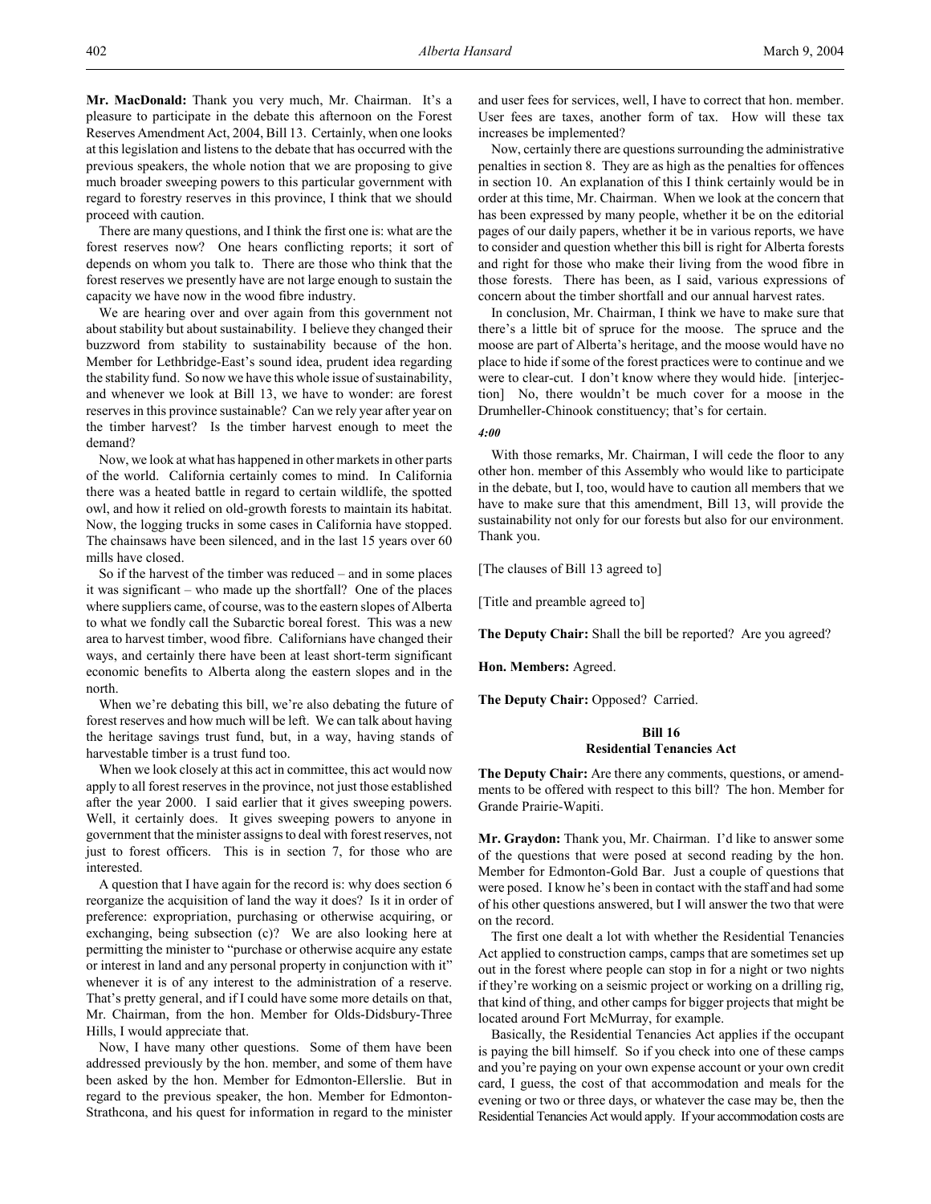**Mr. MacDonald:** Thank you very much, Mr. Chairman. It's a pleasure to participate in the debate this afternoon on the Forest Reserves Amendment Act, 2004, Bill 13. Certainly, when one looks at this legislation and listens to the debate that has occurred with the previous speakers, the whole notion that we are proposing to give much broader sweeping powers to this particular government with regard to forestry reserves in this province, I think that we should proceed with caution.

There are many questions, and I think the first one is: what are the forest reserves now? One hears conflicting reports; it sort of depends on whom you talk to. There are those who think that the forest reserves we presently have are not large enough to sustain the capacity we have now in the wood fibre industry.

We are hearing over and over again from this government not about stability but about sustainability. I believe they changed their buzzword from stability to sustainability because of the hon. Member for Lethbridge-East's sound idea, prudent idea regarding the stability fund. So now we have this whole issue of sustainability, and whenever we look at Bill 13, we have to wonder: are forest reserves in this province sustainable? Can we rely year after year on the timber harvest? Is the timber harvest enough to meet the demand?

Now, we look at what has happened in other markets in other parts of the world. California certainly comes to mind. In California there was a heated battle in regard to certain wildlife, the spotted owl, and how it relied on old-growth forests to maintain its habitat. Now, the logging trucks in some cases in California have stopped. The chainsaws have been silenced, and in the last 15 years over 60 mills have closed.

So if the harvest of the timber was reduced – and in some places it was significant – who made up the shortfall? One of the places where suppliers came, of course, was to the eastern slopes of Alberta to what we fondly call the Subarctic boreal forest. This was a new area to harvest timber, wood fibre. Californians have changed their ways, and certainly there have been at least short-term significant economic benefits to Alberta along the eastern slopes and in the north.

When we're debating this bill, we're also debating the future of forest reserves and how much will be left. We can talk about having the heritage savings trust fund, but, in a way, having stands of harvestable timber is a trust fund too.

When we look closely at this act in committee, this act would now apply to all forest reserves in the province, not just those established after the year 2000. I said earlier that it gives sweeping powers. Well, it certainly does. It gives sweeping powers to anyone in government that the minister assigns to deal with forest reserves, not just to forest officers. This is in section 7, for those who are interested.

A question that I have again for the record is: why does section 6 reorganize the acquisition of land the way it does? Is it in order of preference: expropriation, purchasing or otherwise acquiring, or exchanging, being subsection (c)? We are also looking here at permitting the minister to "purchase or otherwise acquire any estate or interest in land and any personal property in conjunction with it" whenever it is of any interest to the administration of a reserve. That's pretty general, and if I could have some more details on that, Mr. Chairman, from the hon. Member for Olds-Didsbury-Three Hills, I would appreciate that.

Now, I have many other questions. Some of them have been addressed previously by the hon. member, and some of them have been asked by the hon. Member for Edmonton-Ellerslie. But in regard to the previous speaker, the hon. Member for Edmonton-Strathcona, and his quest for information in regard to the minister and user fees for services, well, I have to correct that hon. member. User fees are taxes, another form of tax. How will these tax increases be implemented?

Now, certainly there are questions surrounding the administrative penalties in section 8. They are as high as the penalties for offences in section 10. An explanation of this I think certainly would be in order at this time, Mr. Chairman. When we look at the concern that has been expressed by many people, whether it be on the editorial pages of our daily papers, whether it be in various reports, we have to consider and question whether this bill is right for Alberta forests and right for those who make their living from the wood fibre in those forests. There has been, as I said, various expressions of concern about the timber shortfall and our annual harvest rates.

In conclusion, Mr. Chairman, I think we have to make sure that there's a little bit of spruce for the moose. The spruce and the moose are part of Alberta's heritage, and the moose would have no place to hide if some of the forest practices were to continue and we were to clear-cut. I don't know where they would hide. [interjection] No, there wouldn't be much cover for a moose in the Drumheller-Chinook constituency; that's for certain.

*4:00*

With those remarks, Mr. Chairman, I will cede the floor to any other hon. member of this Assembly who would like to participate in the debate, but I, too, would have to caution all members that we have to make sure that this amendment, Bill 13, will provide the sustainability not only for our forests but also for our environment. Thank you.

[The clauses of Bill 13 agreed to]

[Title and preamble agreed to]

**The Deputy Chair:** Shall the bill be reported? Are you agreed?

**Hon. Members:** Agreed.

**The Deputy Chair:** Opposed? Carried.

### Bill 16
### Residential Tenancies Act

**The Deputy Chair:** Are there any comments, questions, or amendments to be offered with respect to this bill? The hon. Member for Grande Prairie-Wapiti.

**Mr. Graydon:** Thank you, Mr. Chairman. I'd like to answer some of the questions that were posed at second reading by the hon. Member for Edmonton-Gold Bar. Just a couple of questions that were posed. I know he's been in contact with the staff and had some of his other questions answered, but I will answer the two that were on the record.

The first one dealt a lot with whether the Residential Tenancies Act applied to construction camps, camps that are sometimes set up out in the forest where people can stop in for a night or two nights if they're working on a seismic project or working on a drilling rig, that kind of thing, and other camps for bigger projects that might be located around Fort McMurray, for example.

Basically, the Residential Tenancies Act applies if the occupant is paying the bill himself. So if you check into one of these camps and you're paying on your own expense account or your own credit card, I guess, the cost of that accommodation and meals for the evening or two or three days, or whatever the case may be, then the Residential Tenancies Act would apply. If your accommodation costs are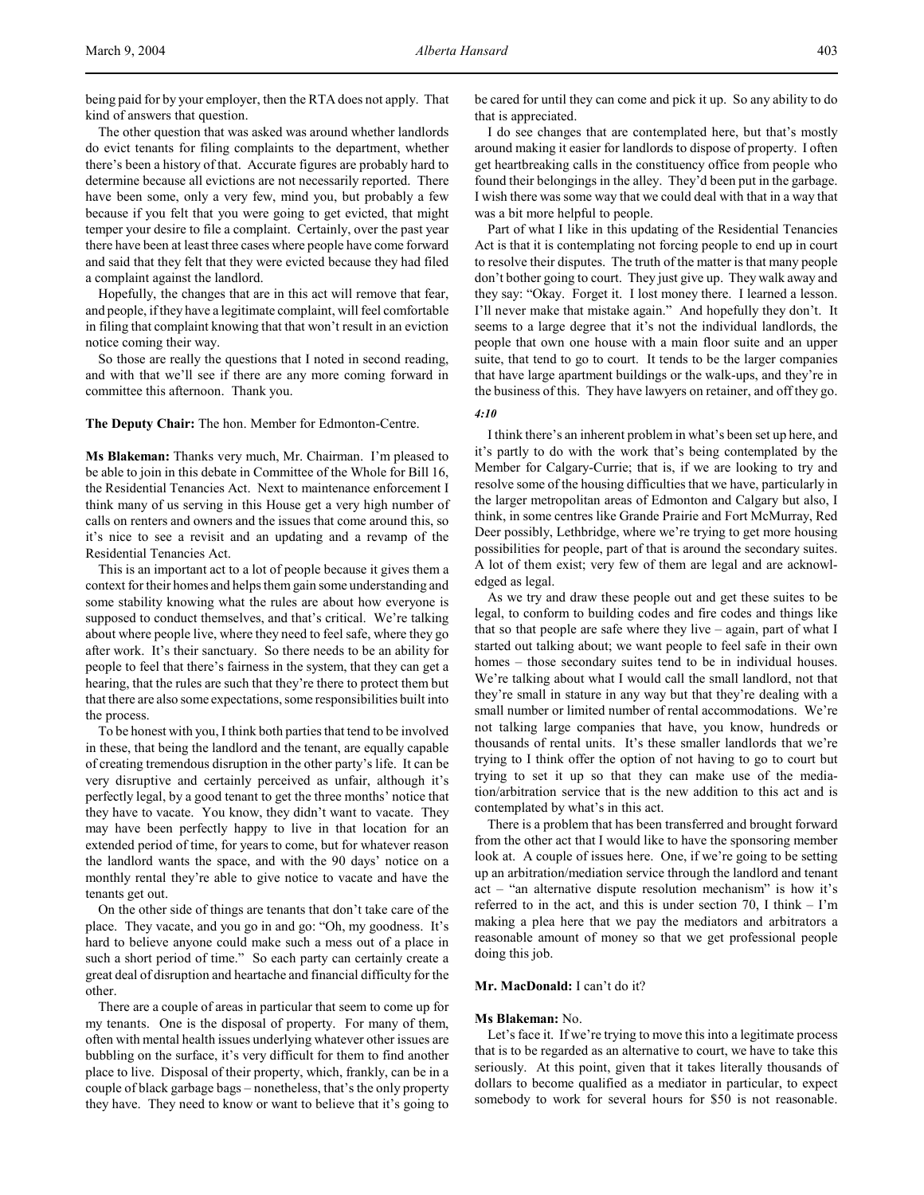being paid for by your employer, then the RTA does not apply. That kind of answers that question.

The other question that was asked was around whether landlords do evict tenants for filing complaints to the department, whether there's been a history of that. Accurate figures are probably hard to determine because all evictions are not necessarily reported. There have been some, only a very few, mind you, but probably a few because if you felt that you were going to get evicted, that might temper your desire to file a complaint. Certainly, over the past year there have been at least three cases where people have come forward and said that they felt that they were evicted because they had filed a complaint against the landlord.

Hopefully, the changes that are in this act will remove that fear, and people, if they have a legitimate complaint, will feel comfortable in filing that complaint knowing that that won't result in an eviction notice coming their way.

So those are really the questions that I noted in second reading, and with that we'll see if there are any more coming forward in committee this afternoon. Thank you.

**The Deputy Chair:** The hon. Member for Edmonton-Centre.

**Ms Blakeman:** Thanks very much, Mr. Chairman. I'm pleased to be able to join in this debate in Committee of the Whole for Bill 16, the Residential Tenancies Act. Next to maintenance enforcement I think many of us serving in this House get a very high number of calls on renters and owners and the issues that come around this, so it's nice to see a revisit and an updating and a revamp of the Residential Tenancies Act.

This is an important act to a lot of people because it gives them a context for their homes and helps them gain some understanding and some stability knowing what the rules are about how everyone is supposed to conduct themselves, and that's critical. We're talking about where people live, where they need to feel safe, where they go after work. It's their sanctuary. So there needs to be an ability for people to feel that there's fairness in the system, that they can get a hearing, that the rules are such that they're there to protect them but that there are also some expectations, some responsibilities built into the process.

To be honest with you, I think both parties that tend to be involved in these, that being the landlord and the tenant, are equally capable of creating tremendous disruption in the other party's life. It can be very disruptive and certainly perceived as unfair, although it's perfectly legal, by a good tenant to get the three months' notice that they have to vacate. You know, they didn't want to vacate. They may have been perfectly happy to live in that location for an extended period of time, for years to come, but for whatever reason the landlord wants the space, and with the 90 days' notice on a monthly rental they're able to give notice to vacate and have the tenants get out.

On the other side of things are tenants that don't take care of the place. They vacate, and you go in and go: "Oh, my goodness. It's hard to believe anyone could make such a mess out of a place in such a short period of time." So each party can certainly create a great deal of disruption and heartache and financial difficulty for the other.

There are a couple of areas in particular that seem to come up for my tenants. One is the disposal of property. For many of them, often with mental health issues underlying whatever other issues are bubbling on the surface, it's very difficult for them to find another place to live. Disposal of their property, which, frankly, can be in a couple of black garbage bags – nonetheless, that's the only property they have. They need to know or want to believe that it's going to be cared for until they can come and pick it up. So any ability to do that is appreciated.

I do see changes that are contemplated here, but that's mostly around making it easier for landlords to dispose of property. I often get heartbreaking calls in the constituency office from people who found their belongings in the alley. They'd been put in the garbage. I wish there was some way that we could deal with that in a way that was a bit more helpful to people.

Part of what I like in this updating of the Residential Tenancies Act is that it is contemplating not forcing people to end up in court to resolve their disputes. The truth of the matter is that many people don't bother going to court. They just give up. They walk away and they say: "Okay. Forget it. I lost money there. I learned a lesson. I'll never make that mistake again." And hopefully they don't. It seems to a large degree that it's not the individual landlords, the people that own one house with a main floor suite and an upper suite, that tend to go to court. It tends to be the larger companies that have large apartment buildings or the walk-ups, and they're in the business of this. They have lawyers on retainer, and off they go.

*4:10*

I think there's an inherent problem in what's been set up here, and it's partly to do with the work that's being contemplated by the Member for Calgary-Currie; that is, if we are looking to try and resolve some of the housing difficulties that we have, particularly in the larger metropolitan areas of Edmonton and Calgary but also, I think, in some centres like Grande Prairie and Fort McMurray, Red Deer possibly, Lethbridge, where we're trying to get more housing possibilities for people, part of that is around the secondary suites. A lot of them exist; very few of them are legal and are acknowledged as legal.

As we try and draw these people out and get these suites to be legal, to conform to building codes and fire codes and things like that so that people are safe where they live – again, part of what I started out talking about; we want people to feel safe in their own homes – those secondary suites tend to be in individual houses. We're talking about what I would call the small landlord, not that they're small in stature in any way but that they're dealing with a small number or limited number of rental accommodations. We're not talking large companies that have, you know, hundreds or thousands of rental units. It's these smaller landlords that we're trying to I think offer the option of not having to go to court but trying to set it up so that they can make use of the mediation/arbitration service that is the new addition to this act and is contemplated by what's in this act.

There is a problem that has been transferred and brought forward from the other act that I would like to have the sponsoring member look at. A couple of issues here. One, if we're going to be setting up an arbitration/mediation service through the landlord and tenant act – "an alternative dispute resolution mechanism" is how it's referred to in the act, and this is under section 70, I think – I'm making a plea here that we pay the mediators and arbitrators a reasonable amount of money so that we get professional people doing this job.

**Mr. MacDonald:** I can't do it?

**Ms Blakeman:** No.

Let's face it. If we're trying to move this into a legitimate process that is to be regarded as an alternative to court, we have to take this seriously. At this point, given that it takes literally thousands of dollars to become qualified as a mediator in particular, to expect somebody to work for several hours for $50 is not reasonable.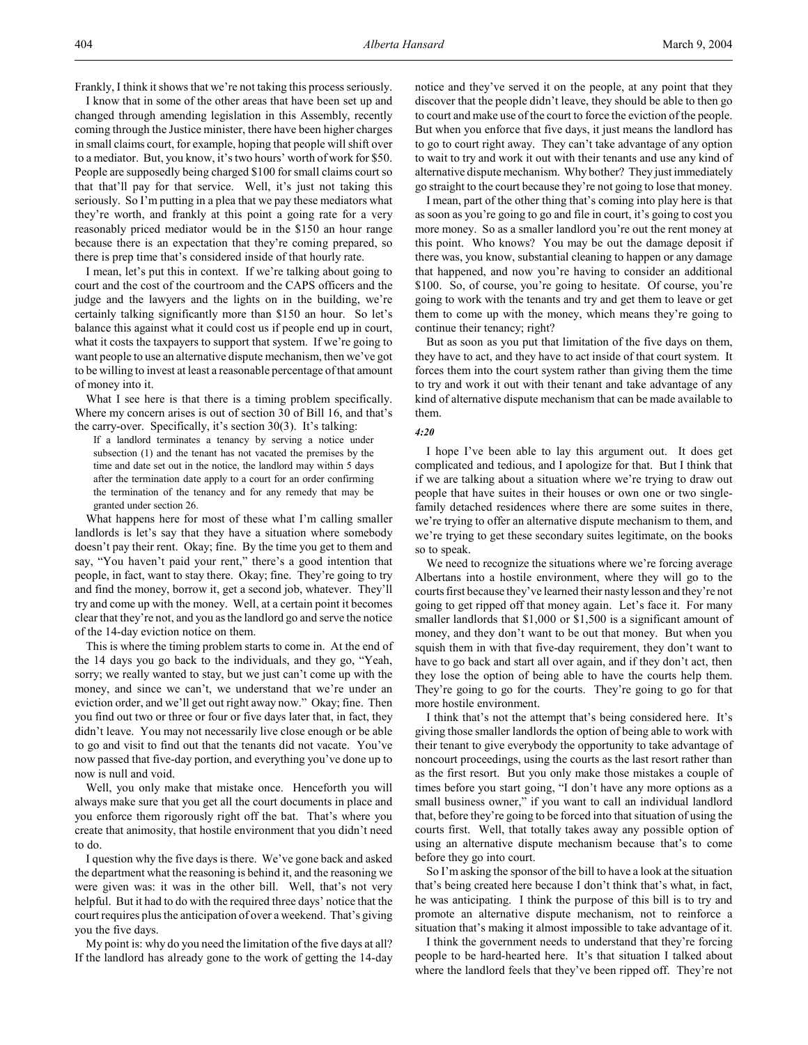Frankly, I think it shows that we're not taking this process seriously.

I know that in some of the other areas that have been set up and changed through amending legislation in this Assembly, recently coming through the Justice minister, there have been higher charges in small claims court, for example, hoping that people will shift over to a mediator. But, you know, it's two hours' worth of work for $50. People are supposedly being charged $100 for small claims court so that that'll pay for that service. Well, it's just not taking this seriously. So I'm putting in a plea that we pay these mediators what they're worth, and frankly at this point a going rate for a very reasonably priced mediator would be in the $150 an hour range because there is an expectation that they're coming prepared, so there is prep time that's considered inside of that hourly rate.

I mean, let's put this in context. If we're talking about going to court and the cost of the courtroom and the CAPS officers and the judge and the lawyers and the lights on in the building, we're certainly talking significantly more than $150 an hour. So let's balance this against what it could cost us if people end up in court, what it costs the taxpayers to support that system. If we're going to want people to use an alternative dispute mechanism, then we've got to be willing to invest at least a reasonable percentage of that amount of money into it.

What I see here is that there is a timing problem specifically. Where my concern arises is out of section 30 of Bill 16, and that's the carry-over. Specifically, it's section 30(3). It's talking:

> If a landlord terminates a tenancy by serving a notice under subsection (1) and the tenant has not vacated the premises by the time and date set out in the notice, the landlord may within 5 days after the termination date apply to a court for an order confirming the termination of the tenancy and for any remedy that may be granted under section 26.

What happens here for most of these what I'm calling smaller landlords is let's say that they have a situation where somebody doesn't pay their rent. Okay; fine. By the time you get to them and say, "You haven't paid your rent," there's a good intention that people, in fact, want to stay there. Okay; fine. They're going to try and find the money, borrow it, get a second job, whatever. They'll try and come up with the money. Well, at a certain point it becomes clear that they're not, and you as the landlord go and serve the notice of the 14-day eviction notice on them.

This is where the timing problem starts to come in. At the end of the 14 days you go back to the individuals, and they go, "Yeah, sorry; we really wanted to stay, but we just can't come up with the money, and since we can't, we understand that we're under an eviction order, and we'll get out right away now." Okay; fine. Then you find out two or three or four or five days later that, in fact, they didn't leave. You may not necessarily live close enough or be able to go and visit to find out that the tenants did not vacate. You've now passed that five-day portion, and everything you've done up to now is null and void.

Well, you only make that mistake once. Henceforth you will always make sure that you get all the court documents in place and you enforce them rigorously right off the bat. That's where you create that animosity, that hostile environment that you didn't need to do.

I question why the five days is there. We've gone back and asked the department what the reasoning is behind it, and the reasoning we were given was: it was in the other bill. Well, that's not very helpful. But it had to do with the required three days' notice that the court requires plus the anticipation of over a weekend. That's giving you the five days.

My point is: why do you need the limitation of the five days at all? If the landlord has already gone to the work of getting the 14-day notice and they've served it on the people, at any point that they discover that the people didn't leave, they should be able to then go to court and make use of the court to force the eviction of the people. But when you enforce that five days, it just means the landlord has to go to court right away. They can't take advantage of any option to wait to try and work it out with their tenants and use any kind of alternative dispute mechanism. Why bother? They just immediately go straight to the court because they're not going to lose that money.

I mean, part of the other thing that's coming into play here is that as soon as you're going to go and file in court, it's going to cost you more money. So as a smaller landlord you're out the rent money at this point. Who knows? You may be out the damage deposit if there was, you know, substantial cleaning to happen or any damage that happened, and now you're having to consider an additional $100. So, of course, you're going to hesitate. Of course, you're going to work with the tenants and try and get them to leave or get them to come up with the money, which means they're going to continue their tenancy; right?

But as soon as you put that limitation of the five days on them, they have to act, and they have to act inside of that court system. It forces them into the court system rather than giving them the time to try and work it out with their tenant and take advantage of any kind of alternative dispute mechanism that can be made available to them.

*4:20*

I hope I've been able to lay this argument out. It does get complicated and tedious, and I apologize for that. But I think that if we are talking about a situation where we're trying to draw out people that have suites in their houses or own one or two single-family detached residences where there are some suites in there, we're trying to offer an alternative dispute mechanism to them, and we're trying to get these secondary suites legitimate, on the books so to speak.

We need to recognize the situations where we're forcing average Albertans into a hostile environment, where they will go to the courts first because they've learned their nasty lesson and they're not going to get ripped off that money again. Let's face it. For many smaller landlords that $1,000 or $1,500 is a significant amount of money, and they don't want to be out that money. But when you squish them in with that five-day requirement, they don't want to have to go back and start all over again, and if they don't act, then they lose the option of being able to have the courts help them. They're going to go for the courts. They're going to go for that more hostile environment.

I think that's not the attempt that's being considered here. It's giving those smaller landlords the option of being able to work with their tenant to give everybody the opportunity to take advantage of noncourt proceedings, using the courts as the last resort rather than as the first resort. But you only make those mistakes a couple of times before you start going, "I don't have any more options as a small business owner," if you want to call an individual landlord that, before they're going to be forced into that situation of using the courts first. Well, that totally takes away any possible option of using an alternative dispute mechanism because that's to come before they go into court.

So I'm asking the sponsor of the bill to have a look at the situation that's being created here because I don't think that's what, in fact, he was anticipating. I think the purpose of this bill is to try and promote an alternative dispute mechanism, not to reinforce a situation that's making it almost impossible to take advantage of it.

I think the government needs to understand that they're forcing people to be hard-hearted here. It's that situation I talked about where the landlord feels that they've been ripped off. They're not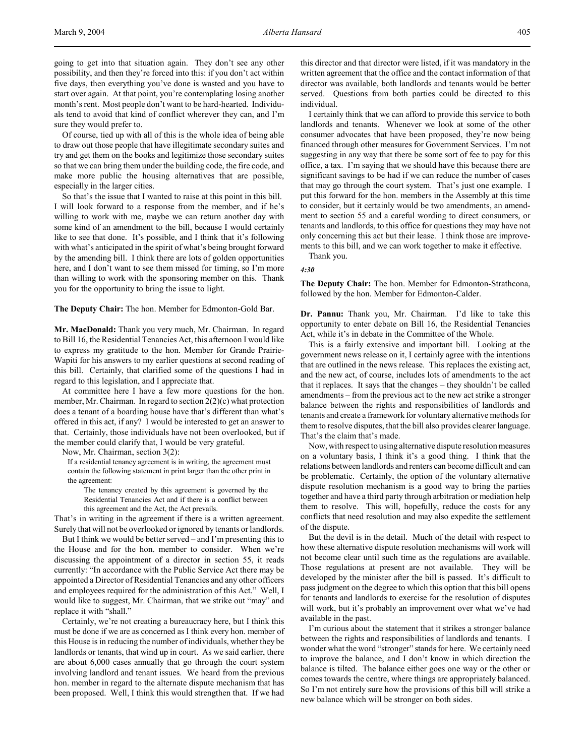going to get into that situation again. They don't see any other possibility, and then they're forced into this: if you don't act within five days, then everything you've done is wasted and you have to start over again. At that point, you're contemplating losing another month's rent. Most people don't want to be hard-hearted. Individuals tend to avoid that kind of conflict wherever they can, and I'm sure they would prefer to.

Of course, tied up with all of this is the whole idea of being able to draw out those people that have illegitimate secondary suites and try and get them on the books and legitimize those secondary suites so that we can bring them under the building code, the fire code, and make more public the housing alternatives that are possible, especially in the larger cities.

So that's the issue that I wanted to raise at this point in this bill. I will look forward to a response from the member, and if he's willing to work with me, maybe we can return another day with some kind of an amendment to the bill, because I would certainly like to see that done. It's possible, and I think that it's following with what's anticipated in the spirit of what's being brought forward by the amending bill. I think there are lots of golden opportunities here, and I don't want to see them missed for timing, so I'm more than willing to work with the sponsoring member on this. Thank you for the opportunity to bring the issue to light.

**The Deputy Chair:** The hon. Member for Edmonton-Gold Bar.

**Mr. MacDonald:** Thank you very much, Mr. Chairman. In regard to Bill 16, the Residential Tenancies Act, this afternoon I would like to express my gratitude to the hon. Member for Grande Prairie-Wapiti for his answers to my earlier questions at second reading of this bill. Certainly, that clarified some of the questions I had in regard to this legislation, and I appreciate that.

At committee here I have a few more questions for the hon. member, Mr. Chairman. In regard to section 2(2)(c) what protection does a tenant of a boarding house have that's different than what's offered in this act, if any? I would be interested to get an answer to that. Certainly, those individuals have not been overlooked, but if the member could clarify that, I would be very grateful.

Now, Mr. Chairman, section 3(2):

> If a residential tenancy agreement is in writing, the agreement must contain the following statement in print larger than the other print in the agreement:
>
> > The tenancy created by this agreement is governed by the Residential Tenancies Act and if there is a conflict between this agreement and the Act, the Act prevails.

That's in writing in the agreement if there is a written agreement. Surely that will not be overlooked or ignored by tenants or landlords.

But I think we would be better served – and I'm presenting this to the House and for the hon. member to consider. When we're discussing the appointment of a director in section 55, it reads currently: "In accordance with the Public Service Act there may be appointed a Director of Residential Tenancies and any other officers and employees required for the administration of this Act." Well, I would like to suggest, Mr. Chairman, that we strike out "may" and replace it with "shall."

Certainly, we're not creating a bureaucracy here, but I think this must be done if we are as concerned as I think every hon. member of this House is in reducing the number of individuals, whether they be landlords or tenants, that wind up in court. As we said earlier, there are about 6,000 cases annually that go through the court system involving landlord and tenant issues. We heard from the previous hon. member in regard to the alternate dispute mechanism that has been proposed. Well, I think this would strengthen that. If we had this director and that director were listed, if it was mandatory in the written agreement that the office and the contact information of that director was available, both landlords and tenants would be better served. Questions from both parties could be directed to this individual.

I certainly think that we can afford to provide this service to both landlords and tenants. Whenever we look at some of the other consumer advocates that have been proposed, they're now being financed through other measures for Government Services. I'm not suggesting in any way that there be some sort of fee to pay for this office, a tax. I'm saying that we should have this because there are significant savings to be had if we can reduce the number of cases that may go through the court system. That's just one example. I put this forward for the hon. members in the Assembly at this time to consider, but it certainly would be two amendments, an amendment to section 55 and a careful wording to direct consumers, or tenants and landlords, to this office for questions they may have not only concerning this act but their lease. I think those are improvements to this bill, and we can work together to make it effective.

Thank you.

*4:30*

**The Deputy Chair:** The hon. Member for Edmonton-Strathcona, followed by the hon. Member for Edmonton-Calder.

**Dr. Pannu:** Thank you, Mr. Chairman. I'd like to take this opportunity to enter debate on Bill 16, the Residential Tenancies Act, while it's in debate in the Committee of the Whole.

This is a fairly extensive and important bill. Looking at the government news release on it, I certainly agree with the intentions that are outlined in the news release. This replaces the existing act, and the new act, of course, includes lots of amendments to the act that it replaces. It says that the changes – they shouldn't be called amendments – from the previous act to the new act strike a stronger balance between the rights and responsibilities of landlords and tenants and create a framework for voluntary alternative methods for them to resolve disputes, that the bill also provides clearer language. That's the claim that's made.

Now, with respect to using alternative dispute resolution measures on a voluntary basis, I think it's a good thing. I think that the relations between landlords and renters can become difficult and can be problematic. Certainly, the option of the voluntary alternative dispute resolution mechanism is a good way to bring the parties together and have a third party through arbitration or mediation help them to resolve. This will, hopefully, reduce the costs for any conflicts that need resolution and may also expedite the settlement of the dispute.

But the devil is in the detail. Much of the detail with respect to how these alternative dispute resolution mechanisms will work will not become clear until such time as the regulations are available. Those regulations at present are not available. They will be developed by the minister after the bill is passed. It's difficult to pass judgment on the degree to which this option that this bill opens for tenants and landlords to exercise for the resolution of disputes will work, but it's probably an improvement over what we've had available in the past.

I'm curious about the statement that it strikes a stronger balance between the rights and responsibilities of landlords and tenants. I wonder what the word "stronger" stands for here. We certainly need to improve the balance, and I don't know in which direction the balance is tilted. The balance either goes one way or the other or comes towards the centre, where things are appropriately balanced. So I'm not entirely sure how the provisions of this bill will strike a new balance which will be stronger on both sides.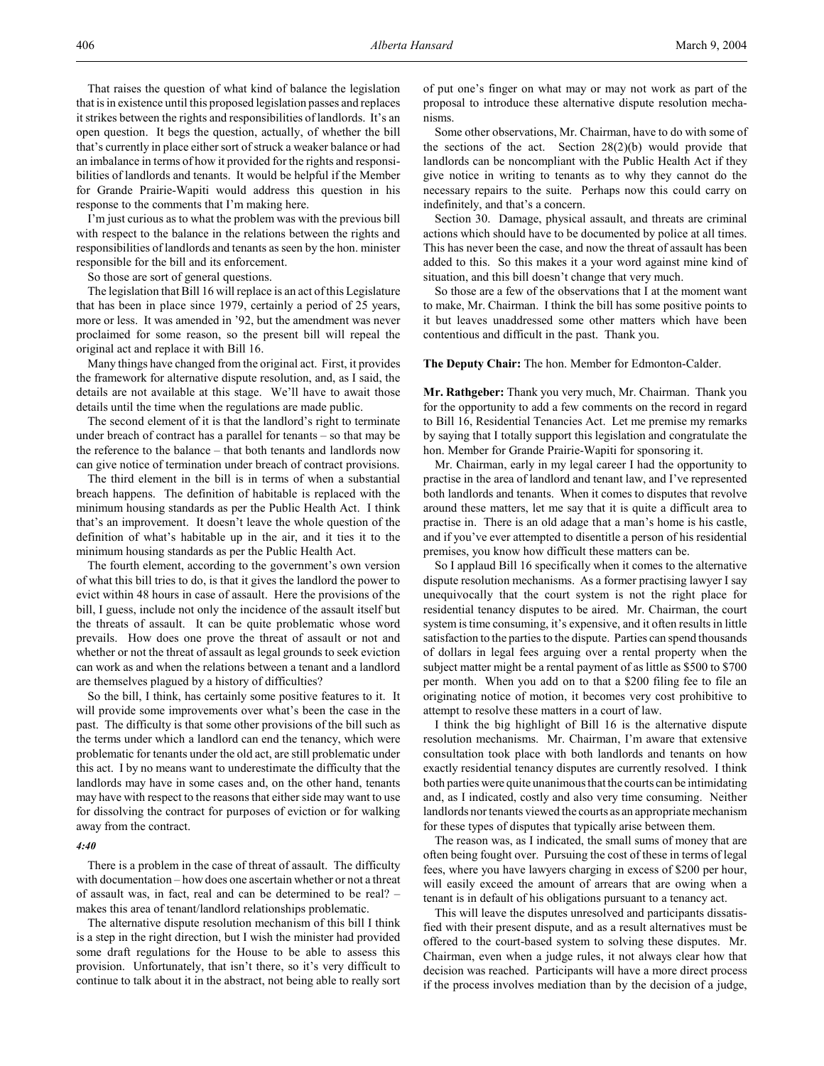That raises the question of what kind of balance the legislation that is in existence until this proposed legislation passes and replaces it strikes between the rights and responsibilities of landlords. It's an open question. It begs the question, actually, of whether the bill that's currently in place either sort of struck a weaker balance or had an imbalance in terms of how it provided for the rights and responsibilities of landlords and tenants. It would be helpful if the Member for Grande Prairie-Wapiti would address this question in his response to the comments that I'm making here.

I'm just curious as to what the problem was with the previous bill with respect to the balance in the relations between the rights and responsibilities of landlords and tenants as seen by the hon. minister responsible for the bill and its enforcement.

So those are sort of general questions.

The legislation that Bill 16 will replace is an act of this Legislature that has been in place since 1979, certainly a period of 25 years, more or less. It was amended in '92, but the amendment was never proclaimed for some reason, so the present bill will repeal the original act and replace it with Bill 16.

Many things have changed from the original act. First, it provides the framework for alternative dispute resolution, and, as I said, the details are not available at this stage. We'll have to await those details until the time when the regulations are made public.

The second element of it is that the landlord's right to terminate under breach of contract has a parallel for tenants – so that may be the reference to the balance – that both tenants and landlords now can give notice of termination under breach of contract provisions.

The third element in the bill is in terms of when a substantial breach happens. The definition of habitable is replaced with the minimum housing standards as per the Public Health Act. I think that's an improvement. It doesn't leave the whole question of the definition of what's habitable up in the air, and it ties it to the minimum housing standards as per the Public Health Act.

The fourth element, according to the government's own version of what this bill tries to do, is that it gives the landlord the power to evict within 48 hours in case of assault. Here the provisions of the bill, I guess, include not only the incidence of the assault itself but the threats of assault. It can be quite problematic whose word prevails. How does one prove the threat of assault or not and whether or not the threat of assault as legal grounds to seek eviction can work as and when the relations between a tenant and a landlord are themselves plagued by a history of difficulties?

So the bill, I think, has certainly some positive features to it. It will provide some improvements over what's been the case in the past. The difficulty is that some other provisions of the bill such as the terms under which a landlord can end the tenancy, which were problematic for tenants under the old act, are still problematic under this act. I by no means want to underestimate the difficulty that the landlords may have in some cases and, on the other hand, tenants may have with respect to the reasons that either side may want to use for dissolving the contract for purposes of eviction or for walking away from the contract.

*4:40*

There is a problem in the case of threat of assault. The difficulty with documentation – how does one ascertain whether or not a threat of assault was, in fact, real and can be determined to be real? – makes this area of tenant/landlord relationships problematic.

The alternative dispute resolution mechanism of this bill I think is a step in the right direction, but I wish the minister had provided some draft regulations for the House to be able to assess this provision. Unfortunately, that isn't there, so it's very difficult to continue to talk about it in the abstract, not being able to really sort of put one's finger on what may or may not work as part of the proposal to introduce these alternative dispute resolution mechanisms.

Some other observations, Mr. Chairman, have to do with some of the sections of the act. Section 28(2)(b) would provide that landlords can be noncompliant with the Public Health Act if they give notice in writing to tenants as to why they cannot do the necessary repairs to the suite. Perhaps now this could carry on indefinitely, and that's a concern.

Section 30. Damage, physical assault, and threats are criminal actions which should have to be documented by police at all times. This has never been the case, and now the threat of assault has been added to this. So this makes it a your word against mine kind of situation, and this bill doesn't change that very much.

So those are a few of the observations that I at the moment want to make, Mr. Chairman. I think the bill has some positive points to it but leaves unaddressed some other matters which have been contentious and difficult in the past. Thank you.

**The Deputy Chair:** The hon. Member for Edmonton-Calder.

**Mr. Rathgeber:** Thank you very much, Mr. Chairman. Thank you for the opportunity to add a few comments on the record in regard to Bill 16, Residential Tenancies Act. Let me premise my remarks by saying that I totally support this legislation and congratulate the hon. Member for Grande Prairie-Wapiti for sponsoring it.

Mr. Chairman, early in my legal career I had the opportunity to practise in the area of landlord and tenant law, and I've represented both landlords and tenants. When it comes to disputes that revolve around these matters, let me say that it is quite a difficult area to practise in. There is an old adage that a man's home is his castle, and if you've ever attempted to disentitle a person of his residential premises, you know how difficult these matters can be.

So I applaud Bill 16 specifically when it comes to the alternative dispute resolution mechanisms. As a former practising lawyer I say unequivocally that the court system is not the right place for residential tenancy disputes to be aired. Mr. Chairman, the court system is time consuming, it's expensive, and it often results in little satisfaction to the parties to the dispute. Parties can spend thousands of dollars in legal fees arguing over a rental property when the subject matter might be a rental payment of as little as \$500 to \$700 per month. When you add on to that a \$200 filing fee to file an originating notice of motion, it becomes very cost prohibitive to attempt to resolve these matters in a court of law.

I think the big highlight of Bill 16 is the alternative dispute resolution mechanisms. Mr. Chairman, I'm aware that extensive consultation took place with both landlords and tenants on how exactly residential tenancy disputes are currently resolved. I think both parties were quite unanimous that the courts can be intimidating and, as I indicated, costly and also very time consuming. Neither landlords nor tenants viewed the courts as an appropriate mechanism for these types of disputes that typically arise between them.

The reason was, as I indicated, the small sums of money that are often being fought over. Pursuing the cost of these in terms of legal fees, where you have lawyers charging in excess of \$200 per hour, will easily exceed the amount of arrears that are owing when a tenant is in default of his obligations pursuant to a tenancy act.

This will leave the disputes unresolved and participants dissatisfied with their present dispute, and as a result alternatives must be offered to the court-based system to solving these disputes. Mr. Chairman, even when a judge rules, it not always clear how that decision was reached. Participants will have a more direct process if the process involves mediation than by the decision of a judge,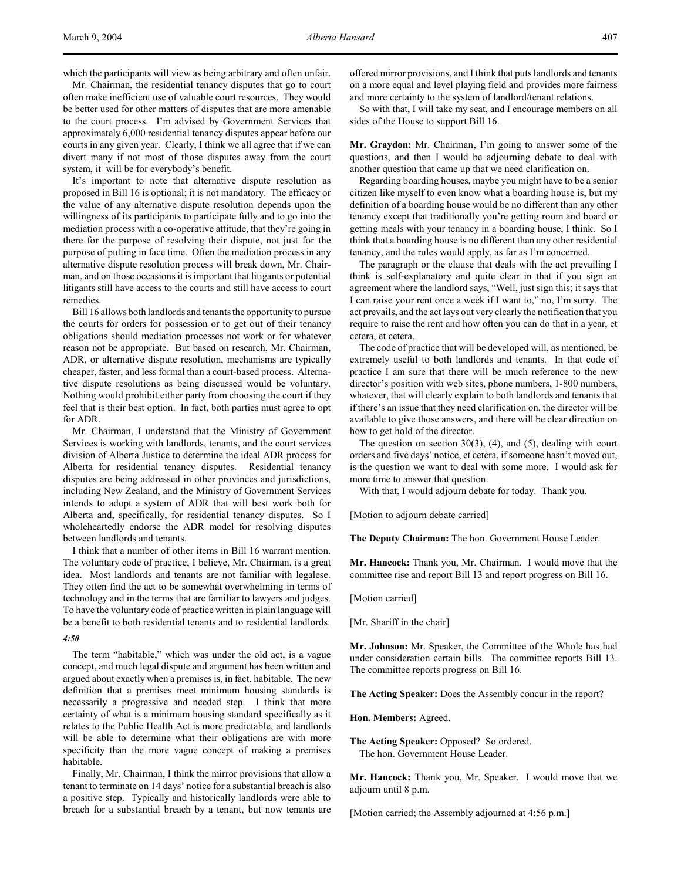which the participants will view as being arbitrary and often unfair.

Mr. Chairman, the residential tenancy disputes that go to court often make inefficient use of valuable court resources. They would be better used for other matters of disputes that are more amenable to the court process. I'm advised by Government Services that approximately 6,000 residential tenancy disputes appear before our courts in any given year. Clearly, I think we all agree that if we can divert many if not most of those disputes away from the court system, it will be for everybody's benefit.

It's important to note that alternative dispute resolution as proposed in Bill 16 is optional; it is not mandatory. The efficacy or the value of any alternative dispute resolution depends upon the willingness of its participants to participate fully and to go into the mediation process with a co-operative attitude, that they're going in there for the purpose of resolving their dispute, not just for the purpose of putting in face time. Often the mediation process in any alternative dispute resolution process will break down, Mr. Chairman, and on those occasions it is important that litigants or potential litigants still have access to the courts and still have access to court remedies.

Bill 16 allows both landlords and tenants the opportunity to pursue the courts for orders for possession or to get out of their tenancy obligations should mediation processes not work or for whatever reason not be appropriate. But based on research, Mr. Chairman, ADR, or alternative dispute resolution, mechanisms are typically cheaper, faster, and less formal than a court-based process. Alternative dispute resolutions as being discussed would be voluntary. Nothing would prohibit either party from choosing the court if they feel that is their best option. In fact, both parties must agree to opt for ADR.

Mr. Chairman, I understand that the Ministry of Government Services is working with landlords, tenants, and the court services division of Alberta Justice to determine the ideal ADR process for Alberta for residential tenancy disputes. Residential tenancy disputes are being addressed in other provinces and jurisdictions, including New Zealand, and the Ministry of Government Services intends to adopt a system of ADR that will best work both for Alberta and, specifically, for residential tenancy disputes. So I wholeheartedly endorse the ADR model for resolving disputes between landlords and tenants.

I think that a number of other items in Bill 16 warrant mention. The voluntary code of practice, I believe, Mr. Chairman, is a great idea. Most landlords and tenants are not familiar with legalese. They often find the act to be somewhat overwhelming in terms of technology and in the terms that are familiar to lawyers and judges. To have the voluntary code of practice written in plain language will be a benefit to both residential tenants and to residential landlords.

*4:50*

The term "habitable," which was under the old act, is a vague concept, and much legal dispute and argument has been written and argued about exactly when a premises is, in fact, habitable. The new definition that a premises meet minimum housing standards is necessarily a progressive and needed step. I think that more certainty of what is a minimum housing standard specifically as it relates to the Public Health Act is more predictable, and landlords will be able to determine what their obligations are with more specificity than the more vague concept of making a premises habitable.

Finally, Mr. Chairman, I think the mirror provisions that allow a tenant to terminate on 14 days' notice for a substantial breach is also a positive step. Typically and historically landlords were able to breach for a substantial breach by a tenant, but now tenants are offered mirror provisions, and I think that puts landlords and tenants on a more equal and level playing field and provides more fairness and more certainty to the system of landlord/tenant relations.

So with that, I will take my seat, and I encourage members on all sides of the House to support Bill 16.

**Mr. Graydon:** Mr. Chairman, I'm going to answer some of the questions, and then I would be adjourning debate to deal with another question that came up that we need clarification on.

Regarding boarding houses, maybe you might have to be a senior citizen like myself to even know what a boarding house is, but my definition of a boarding house would be no different than any other tenancy except that traditionally you're getting room and board or getting meals with your tenancy in a boarding house, I think. So I think that a boarding house is no different than any other residential tenancy, and the rules would apply, as far as I'm concerned.

The paragraph or the clause that deals with the act prevailing I think is self-explanatory and quite clear in that if you sign an agreement where the landlord says, "Well, just sign this; it says that I can raise your rent once a week if I want to," no, I'm sorry. The act prevails, and the act lays out very clearly the notification that you require to raise the rent and how often you can do that in a year, et cetera, et cetera.

The code of practice that will be developed will, as mentioned, be extremely useful to both landlords and tenants. In that code of practice I am sure that there will be much reference to the new director's position with web sites, phone numbers, 1-800 numbers, whatever, that will clearly explain to both landlords and tenants that if there's an issue that they need clarification on, the director will be available to give those answers, and there will be clear direction on how to get hold of the director.

The question on section 30(3), (4), and (5), dealing with court orders and five days' notice, et cetera, if someone hasn't moved out, is the question we want to deal with some more. I would ask for more time to answer that question.

With that, I would adjourn debate for today. Thank you.

[Motion to adjourn debate carried]

**The Deputy Chairman:** The hon. Government House Leader.

**Mr. Hancock:** Thank you, Mr. Chairman. I would move that the committee rise and report Bill 13 and report progress on Bill 16.

[Motion carried]

[Mr. Shariff in the chair]

**Mr. Johnson:** Mr. Speaker, the Committee of the Whole has had under consideration certain bills. The committee reports Bill 13. The committee reports progress on Bill 16.

**The Acting Speaker:** Does the Assembly concur in the report?

**Hon. Members:** Agreed.

**The Acting Speaker:** Opposed? So ordered.
The hon. Government House Leader.

**Mr. Hancock:** Thank you, Mr. Speaker. I would move that we adjourn until 8 p.m.

[Motion carried; the Assembly adjourned at 4:56 p.m.]